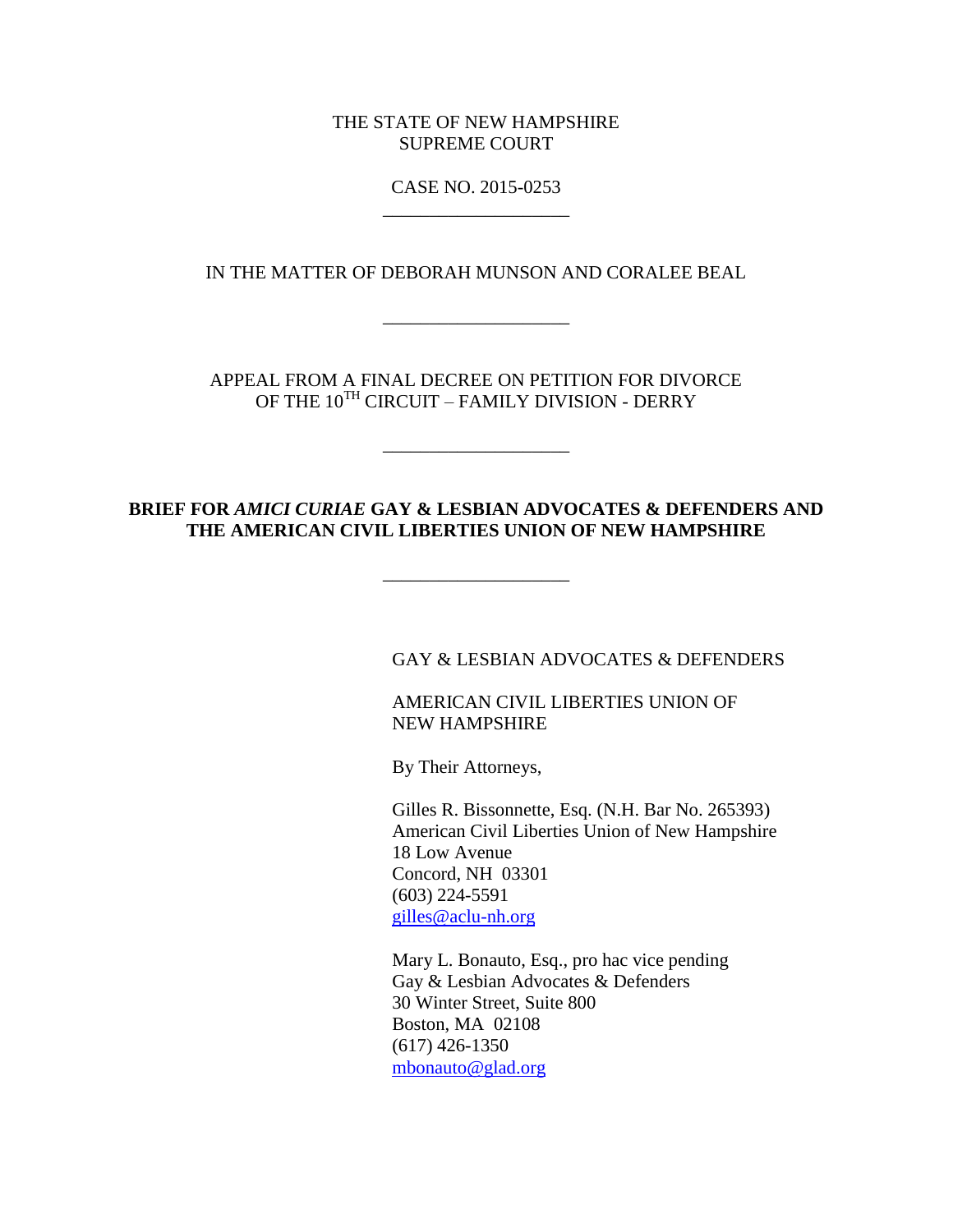THE STATE OF NEW HAMPSHIRE
SUPREME COURT

CASE NO. 2015-0253

---

IN THE MATTER OF DEBORAH MUNSON AND CORALEE BEAL

---

APPEAL FROM A FINAL DECREE ON PETITION FOR DIVORCE
OF THE 10TH CIRCUIT – FAMILY DIVISION - DERRY

---

**BRIEF FOR *AMICI CURIAE* GAY & LESBIAN ADVOCATES & DEFENDERS AND THE AMERICAN CIVIL LIBERTIES UNION OF NEW HAMPSHIRE**

---

GAY & LESBIAN ADVOCATES & DEFENDERS

AMERICAN CIVIL LIBERTIES UNION OF NEW HAMPSHIRE

By Their Attorneys,

Gilles R. Bissonnette, Esq. (N.H. Bar No. 265393)
American Civil Liberties Union of New Hampshire
18 Low Avenue
Concord, NH 03301
(603) 224-5591
gilles@aclu-nh.org

Mary L. Bonauto, Esq., pro hac vice pending
Gay & Lesbian Advocates & Defenders
30 Winter Street, Suite 800
Boston, MA 02108
(617) 426-1350
mbonauto@glad.org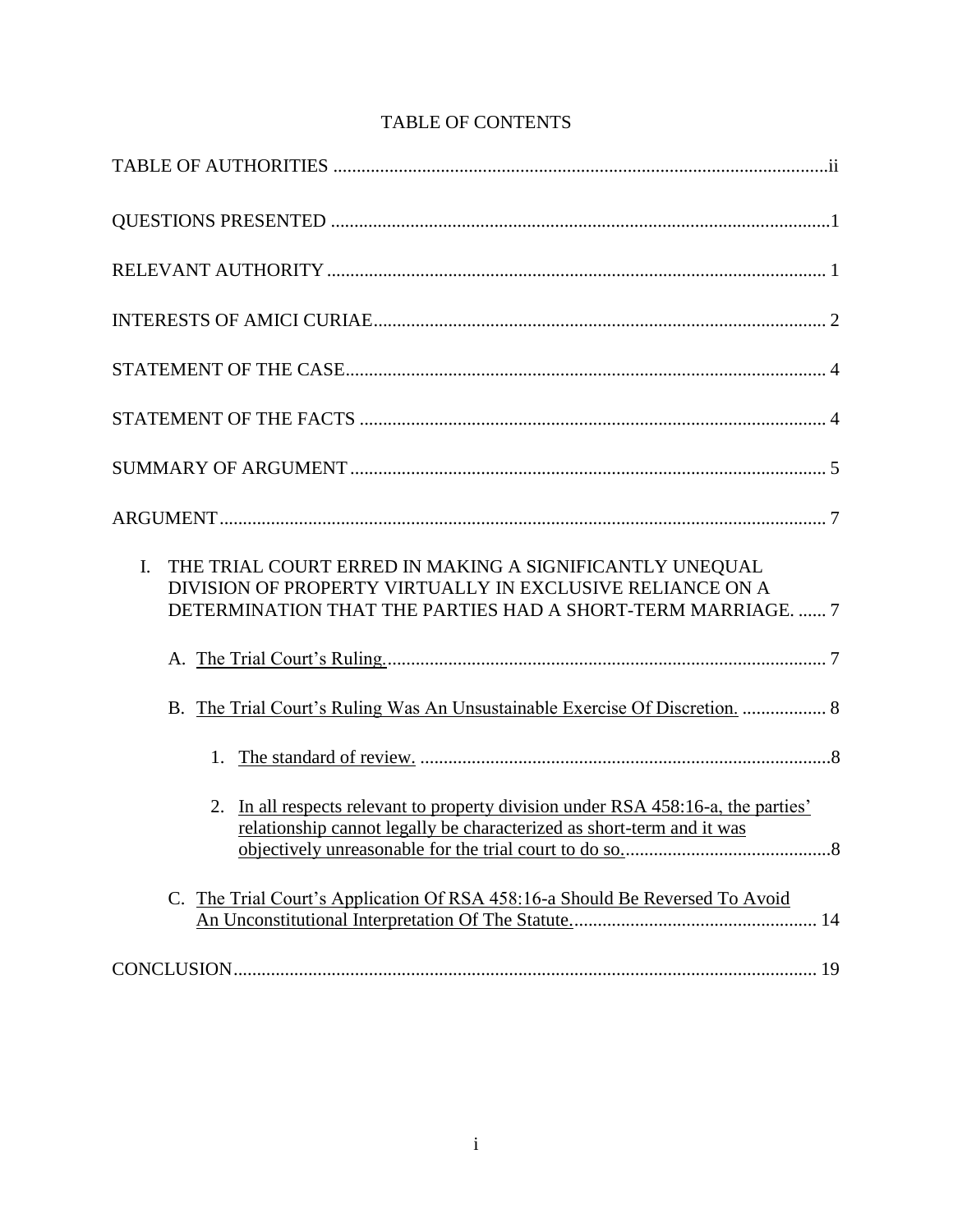# TABLE OF CONTENTS

TABLE OF AUTHORITIES .......................................................................................................ii

QUESTIONS PRESENTED ......................................................................................................1

RELEVANT AUTHORITY ...................................................................................................... 1

INTERESTS OF AMICI CURIAE............................................................................................ 2

STATEMENT OF THE CASE.................................................................................................. 4

STATEMENT OF THE FACTS ............................................................................................... 4

SUMMARY OF ARGUMENT ................................................................................................. 5

ARGUMENT............................................................................................................................ 7

I. THE TRIAL COURT ERRED IN MAKING A SIGNIFICANTLY UNEQUAL DIVISION OF PROPERTY VIRTUALLY IN EXCLUSIVE RELIANCE ON A DETERMINATION THAT THE PARTIES HAD A SHORT-TERM MARRIAGE. ...... 7

   A. The Trial Court's Ruling............................................................................................ 7

   B. The Trial Court's Ruling Was An Unsustainable Exercise Of Discretion. .................. 8

      1. The standard of review. .........................................................................................8

      2. In all respects relevant to property division under RSA 458:16-a, the parties' relationship cannot legally be characterized as short-term and it was objectively unreasonable for the trial court to do so............................................8

   C. The Trial Court's Application Of RSA 458:16-a Should Be Reversed To Avoid An Unconstitutional Interpretation Of The Statute.................................................... 14

CONCLUSION........................................................................................................................ 19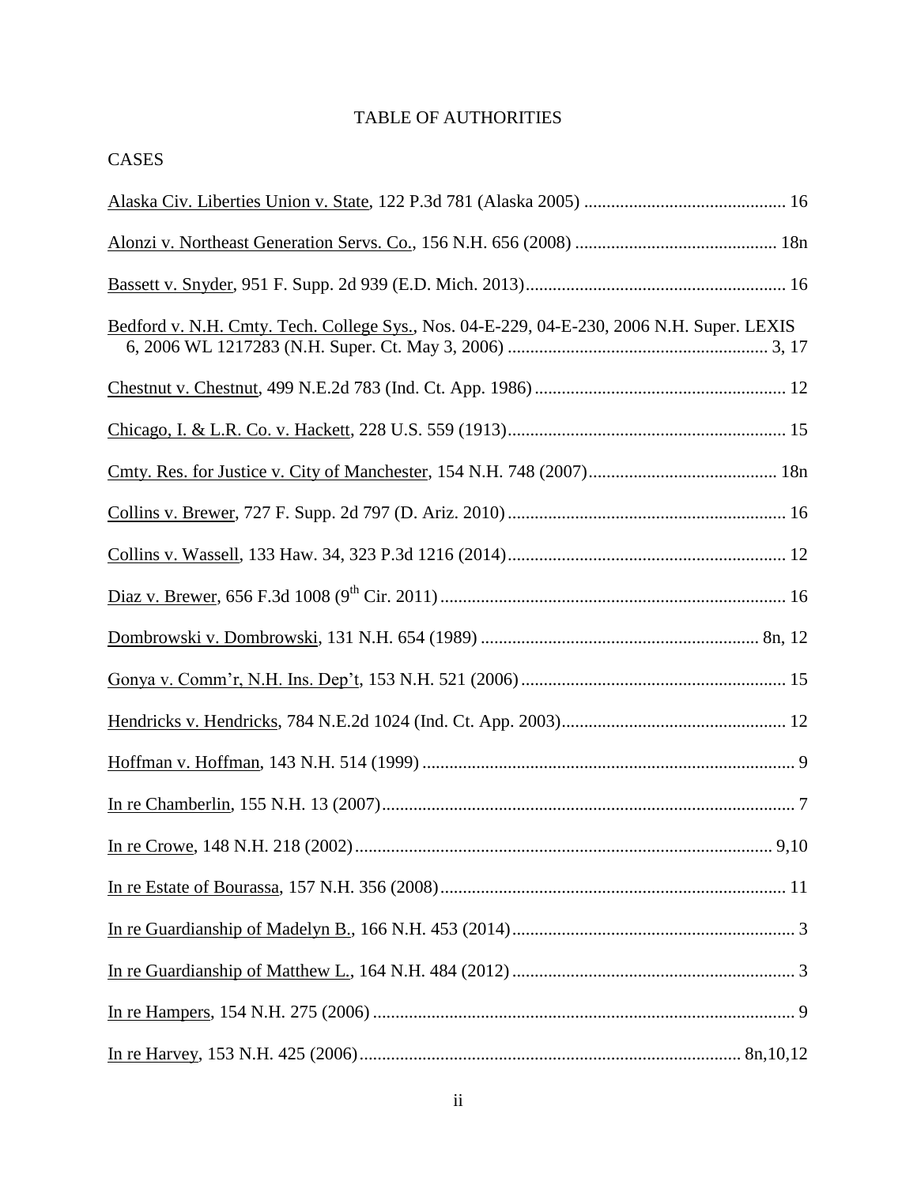# TABLE OF AUTHORITIES

## CASES

Alaska Civ. Liberties Union v. State, 122 P.3d 781 (Alaska 2005) ............................................ 16

Alonzi v. Northeast Generation Servs. Co., 156 N.H. 656 (2008) ............................................ 18n

Bassett v. Snyder, 951 F. Supp. 2d 939 (E.D. Mich. 2013)......................................................... 16

Bedford v. N.H. Cmty. Tech. College Sys., Nos. 04-E-229, 04-E-230, 2006 N.H. Super. LEXIS 6, 2006 WL 1217283 (N.H. Super. Ct. May 3, 2006) ......................................................... 3, 17

Chestnut v. Chestnut, 499 N.E.2d 783 (Ind. Ct. App. 1986) ....................................................... 12

Chicago, I. & L.R. Co. v. Hackett, 228 U.S. 559 (1913)............................................................. 15

Cmty. Res. for Justice v. City of Manchester, 154 N.H. 748 (2007).......................................... 18n

Collins v. Brewer, 727 F. Supp. 2d 797 (D. Ariz. 2010) ............................................................. 16

Collins v. Wassell, 133 Haw. 34, 323 P.3d 1216 (2014)............................................................. 12

Diaz v. Brewer, 656 F.3d 1008 (9th Cir. 2011) ............................................................................ 16

Dombrowski v. Dombrowski, 131 N.H. 654 (1989) ............................................................. 8n, 12

Gonya v. Comm'r, N.H. Ins. Dep't, 153 N.H. 521 (2006) .......................................................... 15

Hendricks v. Hendricks, 784 N.E.2d 1024 (Ind. Ct. App. 2003).................................................. 12

Hoffman v. Hoffman, 143 N.H. 514 (1999) .................................................................................. 9

In re Chamberlin, 155 N.H. 13 (2007)........................................................................................... 7

In re Crowe, 148 N.H. 218 (2002)............................................................................................ 9,10

In re Estate of Bourassa, 157 N.H. 356 (2008)............................................................................ 11

In re Guardianship of Madelyn B., 166 N.H. 453 (2014).............................................................. 3

In re Guardianship of Matthew L., 164 N.H. 484 (2012) .............................................................. 3

In re Hampers, 154 N.H. 275 (2006) ............................................................................................. 9

In re Harvey, 153 N.H. 425 (2006)................................................................................... 8n,10,12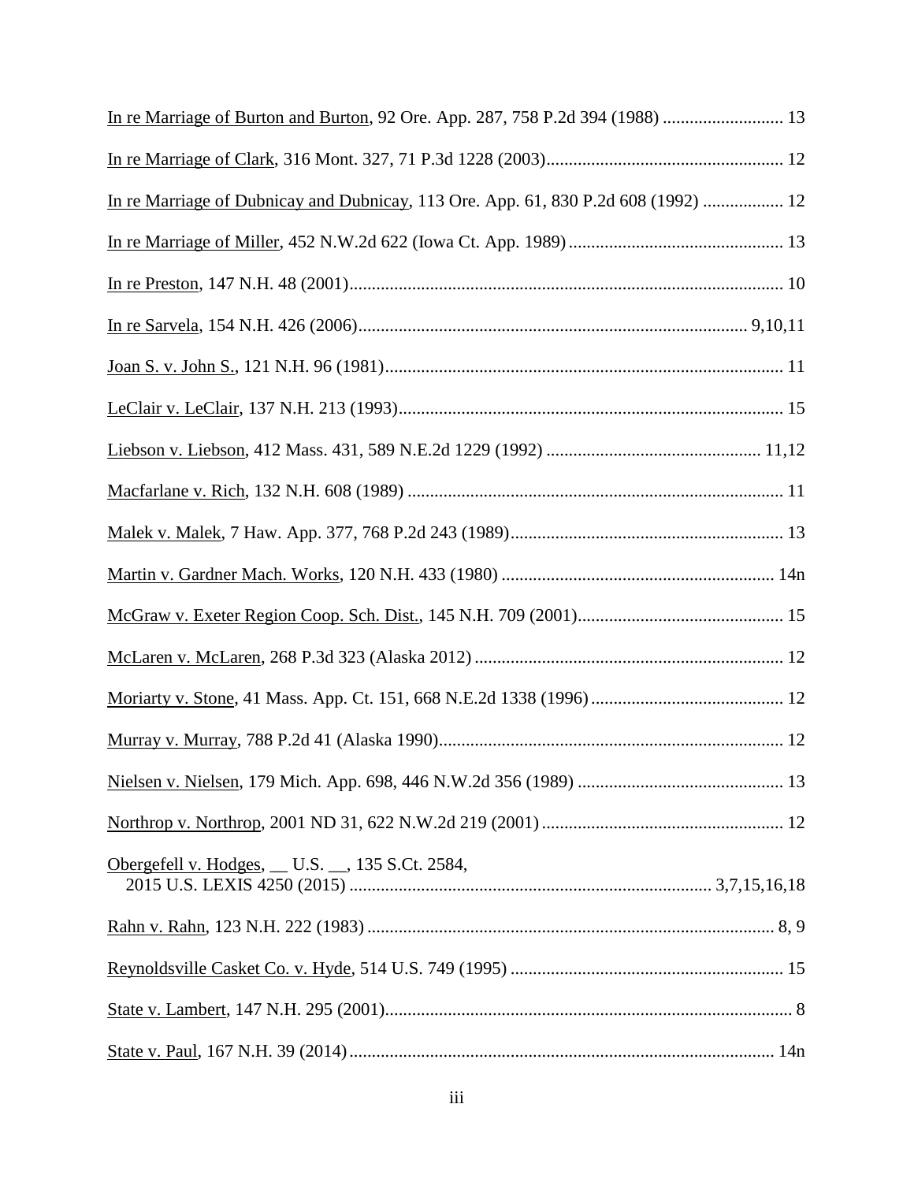In re Marriage of Burton and Burton, 92 Ore. App. 287, 758 P.2d 394 (1988) ........................... 13

In re Marriage of Clark, 316 Mont. 327, 71 P.3d 1228 (2003)..................................................... 12

In re Marriage of Dubnicay and Dubnicay, 113 Ore. App. 61, 830 P.2d 608 (1992) .................. 12

In re Marriage of Miller, 452 N.W.2d 622 (Iowa Ct. App. 1989) ................................................ 13

In re Preston, 147 N.H. 48 (2001)................................................................................................. 10

In re Sarvela, 154 N.H. 426 (2006)....................................................................................... 9,10,11

Joan S. v. John S., 121 N.H. 96 (1981)......................................................................................... 11

LeClair v. LeClair, 137 N.H. 213 (1993)...................................................................................... 15

Liebson v. Liebson, 412 Mass. 431, 589 N.E.2d 1229 (1992) ................................................ 11,12

Macfarlane v. Rich, 132 N.H. 608 (1989) .................................................................................... 11

Malek v. Malek, 7 Haw. App. 377, 768 P.2d 243 (1989)............................................................. 13

Martin v. Gardner Mach. Works, 120 N.H. 433 (1980) ............................................................. 14n

McGraw v. Exeter Region Coop. Sch. Dist., 145 N.H. 709 (2001).............................................. 15

McLaren v. McLaren, 268 P.3d 323 (Alaska 2012) ..................................................................... 12

Moriarty v. Stone, 41 Mass. App. Ct. 151, 668 N.E.2d 1338 (1996) ........................................... 12

Murray v. Murray, 788 P.2d 41 (Alaska 1990)............................................................................. 12

Nielsen v. Nielsen, 179 Mich. App. 698, 446 N.W.2d 356 (1989) .............................................. 13

Northrop v. Northrop, 2001 ND 31, 622 N.W.2d 219 (2001) ....................................................... 12

Obergefell v. Hodges, __ U.S. __, 135 S.Ct. 2584,
2015 U.S. LEXIS 4250 (2015) ................................................................................ 3,7,15,16,18

Rahn v. Rahn, 123 N.H. 222 (1983) ........................................................................................... 8, 9

Reynoldsville Casket Co. v. Hyde, 514 U.S. 749 (1995) ............................................................. 15

State v. Lambert, 147 N.H. 295 (2001)........................................................................................... 8

State v. Paul, 167 N.H. 39 (2014)............................................................................................... 14n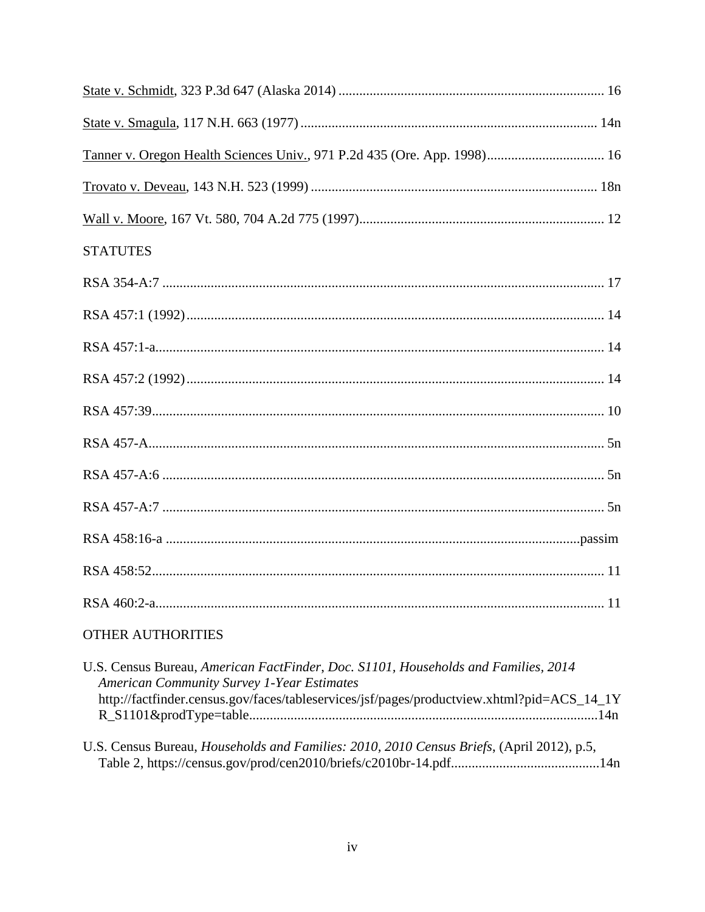State v. Schmidt, 323 P.3d 647 (Alaska 2014) ........................................................................... 16

State v. Smagula, 117 N.H. 663 (1977) ..................................................................................... 14n

Tanner v. Oregon Health Sciences Univ., 971 P.2d 435 (Ore. App. 1998).................................. 16

Trovato v. Deveau, 143 N.H. 523 (1999) .................................................................................. 18n

Wall v. Moore, 167 Vt. 580, 704 A.2d 775 (1997)...................................................................... 12

STATUTES

RSA 354-A:7 ............................................................................................................................... 17

RSA 457:1 (1992)........................................................................................................................ 14

RSA 457:1-a................................................................................................................................. 14

RSA 457:2 (1992)........................................................................................................................ 14

RSA 457:39.................................................................................................................................. 10

RSA 457-A.................................................................................................................................. 5n

RSA 457-A:6 .............................................................................................................................. 5n

RSA 457-A:7 .............................................................................................................................. 5n

RSA 458:16-a ........................................................................................................................passim

RSA 458:52.................................................................................................................................. 11

RSA 460:2-a................................................................................................................................. 11

OTHER AUTHORITIES

U.S. Census Bureau, *American FactFinder, Doc. S1101, Households and Families, 2014 American Community Survey 1-Year Estimates* http://factfinder.census.gov/faces/tableservices/jsf/pages/productview.xhtml?pid=ACS_14_1YR_S1101&prodType=table....................................................................................................14n

U.S. Census Bureau, *Households and Families: 2010, 2010 Census Briefs*, (April 2012), p.5, Table 2, https://census.gov/prod/cen2010/briefs/c2010br-14.pdf...........................................14n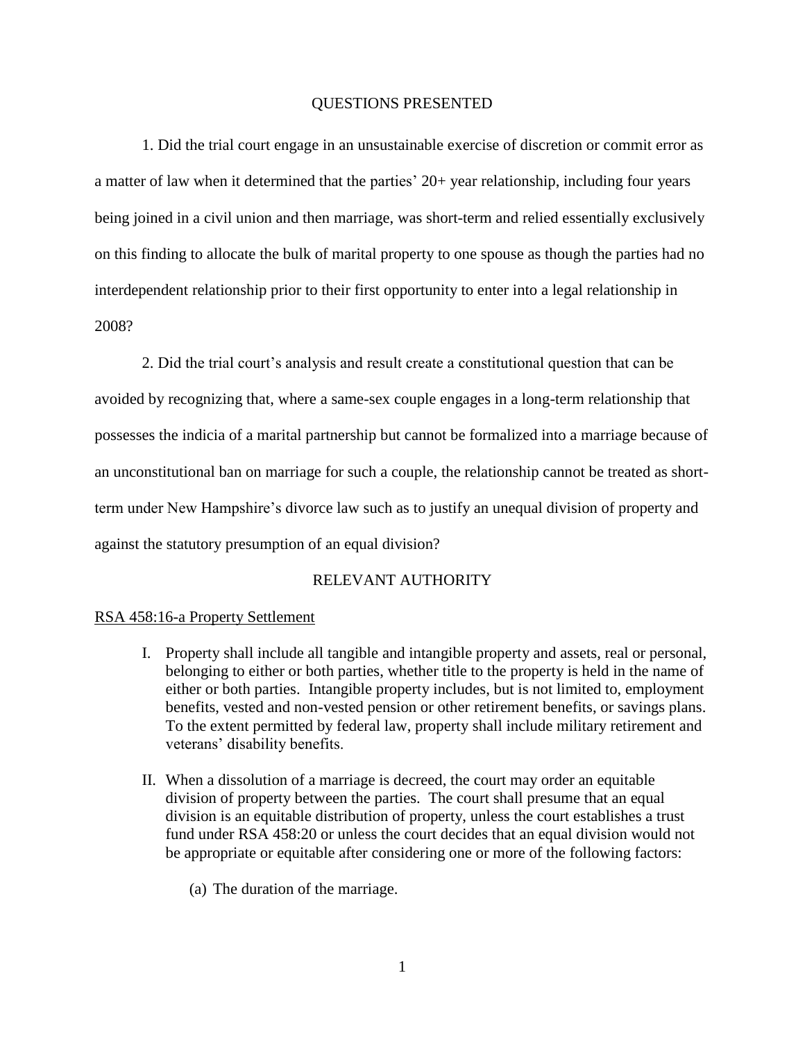## QUESTIONS PRESENTED

1. Did the trial court engage in an unsustainable exercise of discretion or commit error as a matter of law when it determined that the parties' 20+ year relationship, including four years being joined in a civil union and then marriage, was short-term and relied essentially exclusively on this finding to allocate the bulk of marital property to one spouse as though the parties had no interdependent relationship prior to their first opportunity to enter into a legal relationship in 2008?

2. Did the trial court's analysis and result create a constitutional question that can be avoided by recognizing that, where a same-sex couple engages in a long-term relationship that possesses the indicia of a marital partnership but cannot be formalized into a marriage because of an unconstitutional ban on marriage for such a couple, the relationship cannot be treated as short-term under New Hampshire's divorce law such as to justify an unequal division of property and against the statutory presumption of an equal division?

## RELEVANT AUTHORITY

<u>RSA 458:16-a Property Settlement</u>

I. Property shall include all tangible and intangible property and assets, real or personal, belonging to either or both parties, whether title to the property is held in the name of either or both parties. Intangible property includes, but is not limited to, employment benefits, vested and non-vested pension or other retirement benefits, or savings plans. To the extent permitted by federal law, property shall include military retirement and veterans' disability benefits.

II. When a dissolution of a marriage is decreed, the court may order an equitable division of property between the parties. The court shall presume that an equal division is an equitable distribution of property, unless the court establishes a trust fund under RSA 458:20 or unless the court decides that an equal division would not be appropriate or equitable after considering one or more of the following factors:

   (a) The duration of the marriage.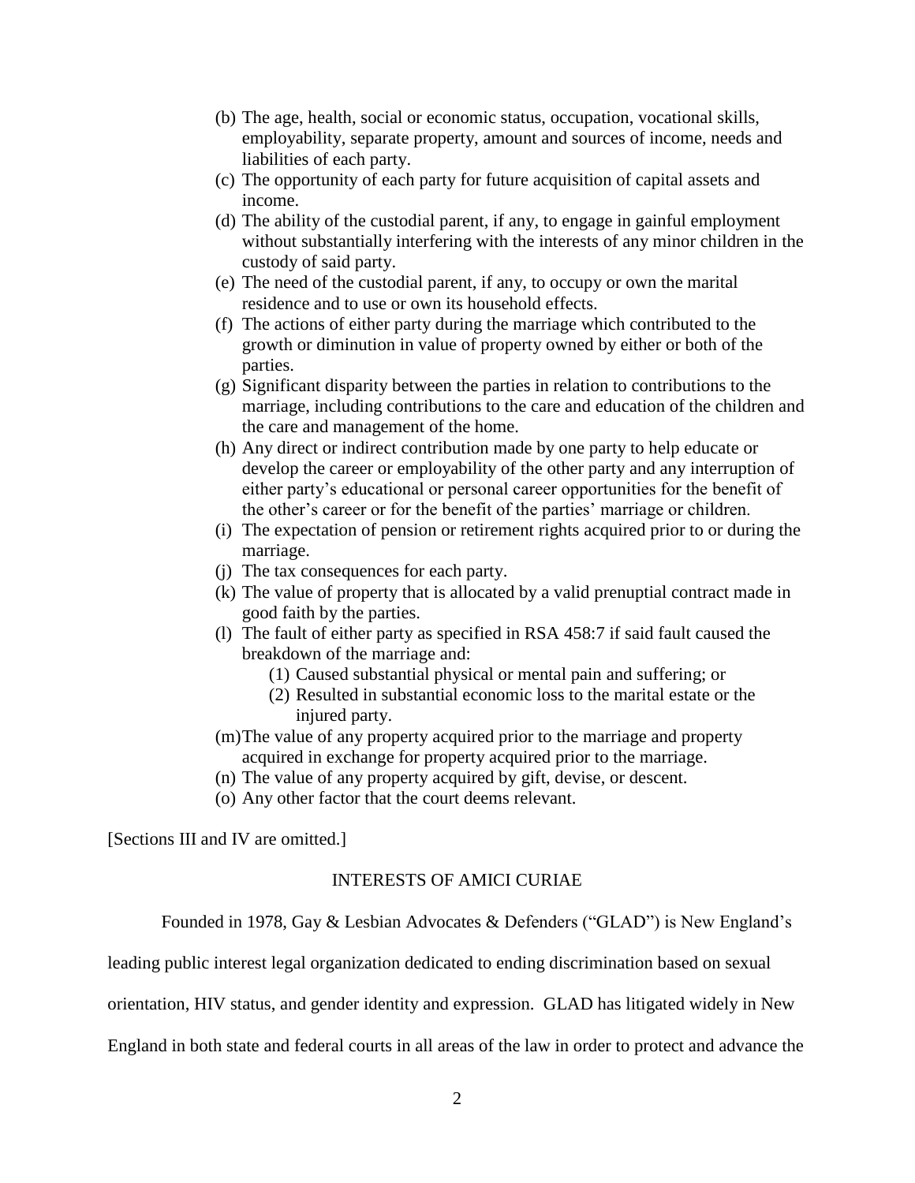(b) The age, health, social or economic status, occupation, vocational skills, employability, separate property, amount and sources of income, needs and liabilities of each party.
(c) The opportunity of each party for future acquisition of capital assets and income.
(d) The ability of the custodial parent, if any, to engage in gainful employment without substantially interfering with the interests of any minor children in the custody of said party.
(e) The need of the custodial parent, if any, to occupy or own the marital residence and to use or own its household effects.
(f) The actions of either party during the marriage which contributed to the growth or diminution in value of property owned by either or both of the parties.
(g) Significant disparity between the parties in relation to contributions to the marriage, including contributions to the care and education of the children and the care and management of the home.
(h) Any direct or indirect contribution made by one party to help educate or develop the career or employability of the other party and any interruption of either party's educational or personal career opportunities for the benefit of the other's career or for the benefit of the parties' marriage or children.
(i) The expectation of pension or retirement rights acquired prior to or during the marriage.
(j) The tax consequences for each party.
(k) The value of property that is allocated by a valid prenuptial contract made in good faith by the parties.
(l) The fault of either party as specified in RSA 458:7 if said fault caused the breakdown of the marriage and:
    (1) Caused substantial physical or mental pain and suffering; or
    (2) Resulted in substantial economic loss to the marital estate or the injured party.
(m) The value of any property acquired prior to the marriage and property acquired in exchange for property acquired prior to the marriage.
(n) The value of any property acquired by gift, devise, or descent.
(o) Any other factor that the court deems relevant.

[Sections III and IV are omitted.]

## INTERESTS OF AMICI CURIAE

Founded in 1978, Gay & Lesbian Advocates & Defenders ("GLAD") is New England's leading public interest legal organization dedicated to ending discrimination based on sexual orientation, HIV status, and gender identity and expression. GLAD has litigated widely in New England in both state and federal courts in all areas of the law in order to protect and advance the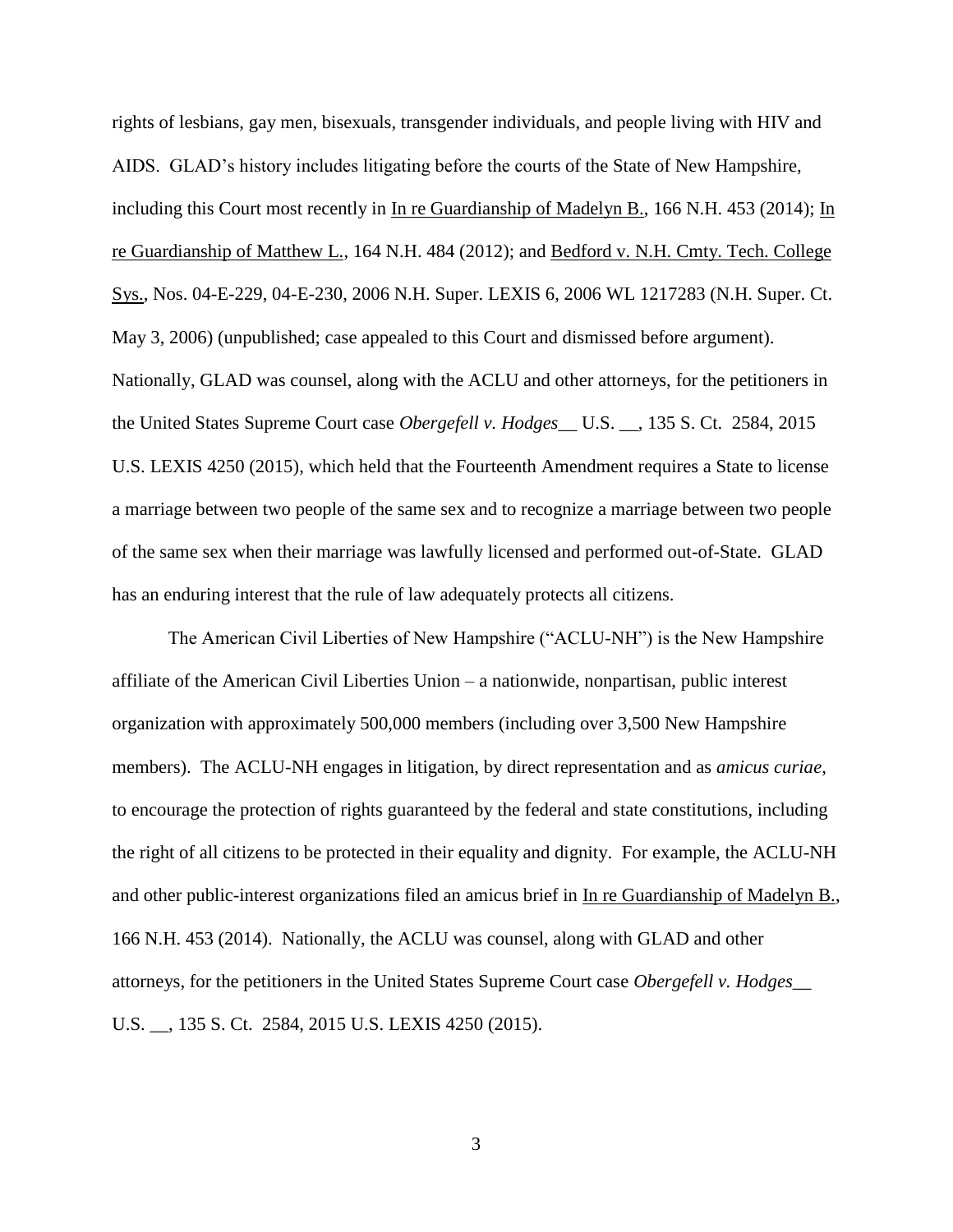rights of lesbians, gay men, bisexuals, transgender individuals, and people living with HIV and AIDS. GLAD's history includes litigating before the courts of the State of New Hampshire, including this Court most recently in In re Guardianship of Madelyn B., 166 N.H. 453 (2014); In re Guardianship of Matthew L., 164 N.H. 484 (2012); and Bedford v. N.H. Cmty. Tech. College Sys., Nos. 04-E-229, 04-E-230, 2006 N.H. Super. LEXIS 6, 2006 WL 1217283 (N.H. Super. Ct. May 3, 2006) (unpublished; case appealed to this Court and dismissed before argument). Nationally, GLAD was counsel, along with the ACLU and other attorneys, for the petitioners in the United States Supreme Court case *Obergefell v. Hodges*__ U.S. __, 135 S. Ct. 2584, 2015 U.S. LEXIS 4250 (2015), which held that the Fourteenth Amendment requires a State to license a marriage between two people of the same sex and to recognize a marriage between two people of the same sex when their marriage was lawfully licensed and performed out-of-State. GLAD has an enduring interest that the rule of law adequately protects all citizens.

The American Civil Liberties of New Hampshire ("ACLU-NH") is the New Hampshire affiliate of the American Civil Liberties Union – a nationwide, nonpartisan, public interest organization with approximately 500,000 members (including over 3,500 New Hampshire members). The ACLU-NH engages in litigation, by direct representation and as *amicus curiae*, to encourage the protection of rights guaranteed by the federal and state constitutions, including the right of all citizens to be protected in their equality and dignity. For example, the ACLU-NH and other public-interest organizations filed an amicus brief in In re Guardianship of Madelyn B., 166 N.H. 453 (2014). Nationally, the ACLU was counsel, along with GLAD and other attorneys, for the petitioners in the United States Supreme Court case *Obergefell v. Hodges*__ U.S. __, 135 S. Ct. 2584, 2015 U.S. LEXIS 4250 (2015).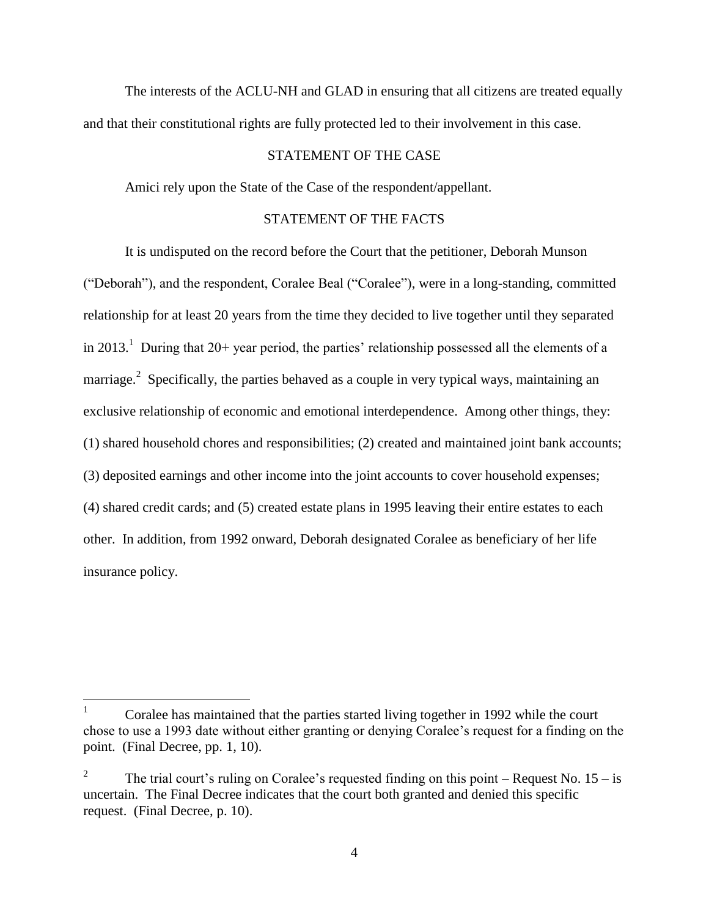The interests of the ACLU-NH and GLAD in ensuring that all citizens are treated equally and that their constitutional rights are fully protected led to their involvement in this case.

## STATEMENT OF THE CASE

Amici rely upon the State of the Case of the respondent/appellant.

## STATEMENT OF THE FACTS

It is undisputed on the record before the Court that the petitioner, Deborah Munson ("Deborah"), and the respondent, Coralee Beal ("Coralee"), were in a long-standing, committed relationship for at least 20 years from the time they decided to live together until they separated in 2013.[1] During that 20+ year period, the parties' relationship possessed all the elements of a marriage.[2] Specifically, the parties behaved as a couple in very typical ways, maintaining an exclusive relationship of economic and emotional interdependence. Among other things, they: (1) shared household chores and responsibilities; (2) created and maintained joint bank accounts; (3) deposited earnings and other income into the joint accounts to cover household expenses; (4) shared credit cards; and (5) created estate plans in 1995 leaving their entire estates to each other. In addition, from 1992 onward, Deborah designated Coralee as beneficiary of her life insurance policy.

---

[1] Coralee has maintained that the parties started living together in 1992 while the court chose to use a 1993 date without either granting or denying Coralee's request for a finding on the point. (Final Decree, pp. 1, 10).

[2] The trial court's ruling on Coralee's requested finding on this point – Request No. 15 – is uncertain. The Final Decree indicates that the court both granted and denied this specific request. (Final Decree, p. 10).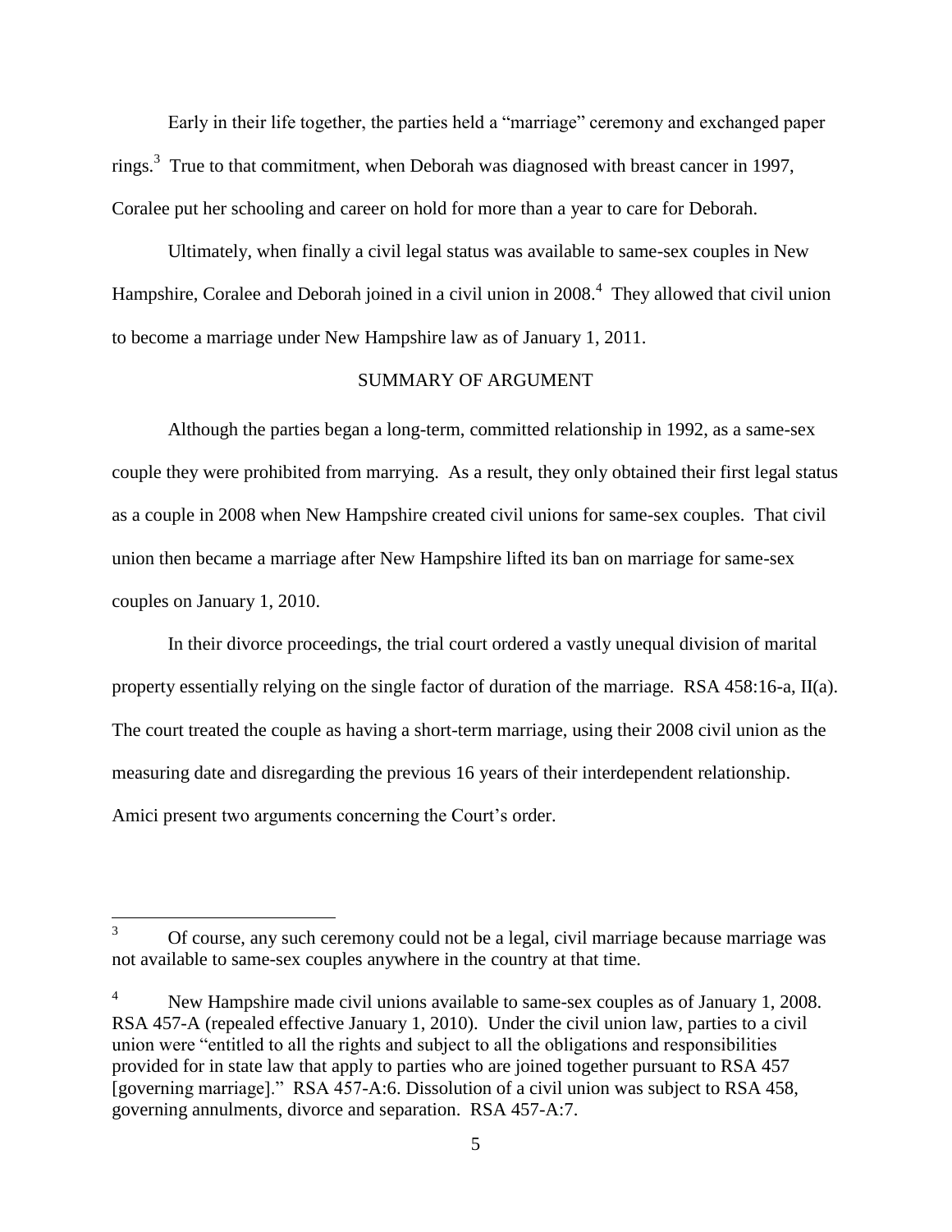Early in their life together, the parties held a "marriage" ceremony and exchanged paper rings.[3] True to that commitment, when Deborah was diagnosed with breast cancer in 1997, Coralee put her schooling and career on hold for more than a year to care for Deborah.

Ultimately, when finally a civil legal status was available to same-sex couples in New Hampshire, Coralee and Deborah joined in a civil union in 2008.[4] They allowed that civil union to become a marriage under New Hampshire law as of January 1, 2011.

## SUMMARY OF ARGUMENT

Although the parties began a long-term, committed relationship in 1992, as a same-sex couple they were prohibited from marrying. As a result, they only obtained their first legal status as a couple in 2008 when New Hampshire created civil unions for same-sex couples. That civil union then became a marriage after New Hampshire lifted its ban on marriage for same-sex couples on January 1, 2010.

In their divorce proceedings, the trial court ordered a vastly unequal division of marital property essentially relying on the single factor of duration of the marriage. RSA 458:16-a, II(a). The court treated the couple as having a short-term marriage, using their 2008 civil union as the measuring date and disregarding the previous 16 years of their interdependent relationship. Amici present two arguments concerning the Court's order.

---

[3] Of course, any such ceremony could not be a legal, civil marriage because marriage was not available to same-sex couples anywhere in the country at that time.

[4] New Hampshire made civil unions available to same-sex couples as of January 1, 2008. RSA 457-A (repealed effective January 1, 2010). Under the civil union law, parties to a civil union were "entitled to all the rights and subject to all the obligations and responsibilities provided for in state law that apply to parties who are joined together pursuant to RSA 457 [governing marriage]." RSA 457-A:6. Dissolution of a civil union was subject to RSA 458, governing annulments, divorce and separation. RSA 457-A:7.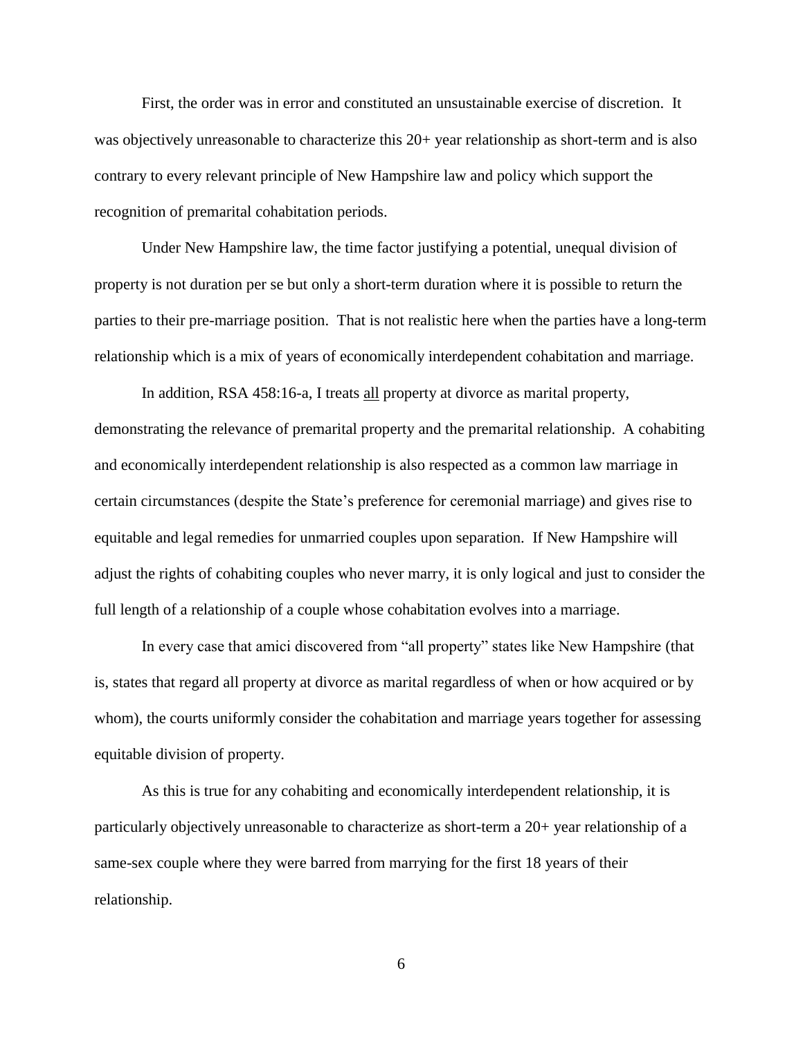First, the order was in error and constituted an unsustainable exercise of discretion. It was objectively unreasonable to characterize this 20+ year relationship as short-term and is also contrary to every relevant principle of New Hampshire law and policy which support the recognition of premarital cohabitation periods.

Under New Hampshire law, the time factor justifying a potential, unequal division of property is not duration per se but only a short-term duration where it is possible to return the parties to their pre-marriage position. That is not realistic here when the parties have a long-term relationship which is a mix of years of economically interdependent cohabitation and marriage.

In addition, RSA 458:16-a, I treats <u>all</u> property at divorce as marital property, demonstrating the relevance of premarital property and the premarital relationship. A cohabiting and economically interdependent relationship is also respected as a common law marriage in certain circumstances (despite the State's preference for ceremonial marriage) and gives rise to equitable and legal remedies for unmarried couples upon separation. If New Hampshire will adjust the rights of cohabiting couples who never marry, it is only logical and just to consider the full length of a relationship of a couple whose cohabitation evolves into a marriage.

In every case that amici discovered from "all property" states like New Hampshire (that is, states that regard all property at divorce as marital regardless of when or how acquired or by whom), the courts uniformly consider the cohabitation and marriage years together for assessing equitable division of property.

As this is true for any cohabiting and economically interdependent relationship, it is particularly objectively unreasonable to characterize as short-term a 20+ year relationship of a same-sex couple where they were barred from marrying for the first 18 years of their relationship.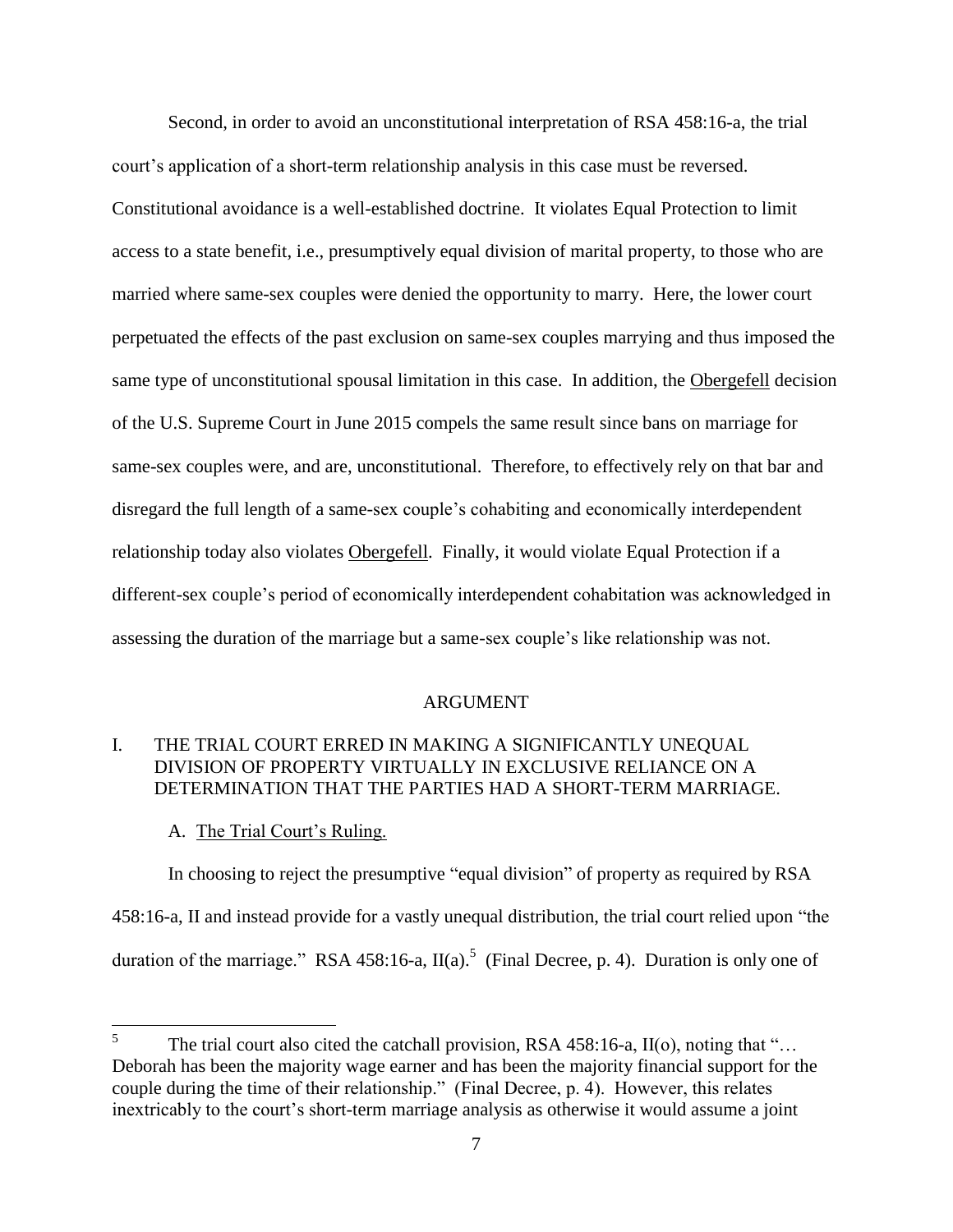Second, in order to avoid an unconstitutional interpretation of RSA 458:16-a, the trial court's application of a short-term relationship analysis in this case must be reversed. Constitutional avoidance is a well-established doctrine. It violates Equal Protection to limit access to a state benefit, i.e., presumptively equal division of marital property, to those who are married where same-sex couples were denied the opportunity to marry. Here, the lower court perpetuated the effects of the past exclusion on same-sex couples marrying and thus imposed the same type of unconstitutional spousal limitation in this case. In addition, the Obergefell decision of the U.S. Supreme Court in June 2015 compels the same result since bans on marriage for same-sex couples were, and are, unconstitutional. Therefore, to effectively rely on that bar and disregard the full length of a same-sex couple's cohabiting and economically interdependent relationship today also violates Obergefell. Finally, it would violate Equal Protection if a different-sex couple's period of economically interdependent cohabitation was acknowledged in assessing the duration of the marriage but a same-sex couple's like relationship was not.

## ARGUMENT

### I. THE TRIAL COURT ERRED IN MAKING A SIGNIFICANTLY UNEQUAL DIVISION OF PROPERTY VIRTUALLY IN EXCLUSIVE RELIANCE ON A DETERMINATION THAT THE PARTIES HAD A SHORT-TERM MARRIAGE.

#### A. The Trial Court's Ruling.

In choosing to reject the presumptive "equal division" of property as required by RSA 458:16-a, II and instead provide for a vastly unequal distribution, the trial court relied upon "the duration of the marriage." RSA 458:16-a, II(a).[5] (Final Decree, p. 4). Duration is only one of

[5] The trial court also cited the catchall provision, RSA 458:16-a, II(o), noting that "… Deborah has been the majority wage earner and has been the majority financial support for the couple during the time of their relationship." (Final Decree, p. 4). However, this relates inextricably to the court's short-term marriage analysis as otherwise it would assume a joint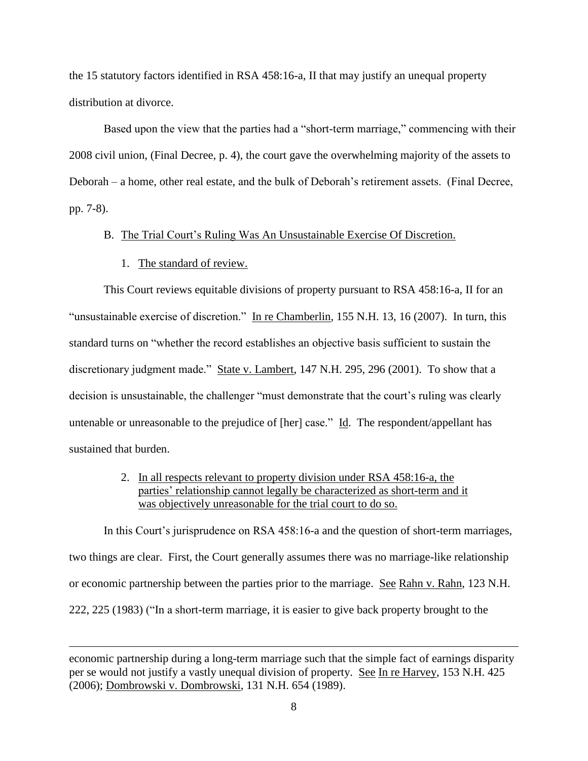the 15 statutory factors identified in RSA 458:16-a, II that may justify an unequal property distribution at divorce.

Based upon the view that the parties had a "short-term marriage," commencing with their 2008 civil union, (Final Decree, p. 4), the court gave the overwhelming majority of the assets to Deborah – a home, other real estate, and the bulk of Deborah's retirement assets. (Final Decree, pp. 7-8).

B. The Trial Court's Ruling Was An Unsustainable Exercise Of Discretion.

1. The standard of review.

This Court reviews equitable divisions of property pursuant to RSA 458:16-a, II for an "unsustainable exercise of discretion." In re Chamberlin, 155 N.H. 13, 16 (2007). In turn, this standard turns on "whether the record establishes an objective basis sufficient to sustain the discretionary judgment made." State v. Lambert, 147 N.H. 295, 296 (2001). To show that a decision is unsustainable, the challenger "must demonstrate that the court's ruling was clearly untenable or unreasonable to the prejudice of [her] case." Id. The respondent/appellant has sustained that burden.

2. In all respects relevant to property division under RSA 458:16-a, the parties' relationship cannot legally be characterized as short-term and it was objectively unreasonable for the trial court to do so.

In this Court's jurisprudence on RSA 458:16-a and the question of short-term marriages, two things are clear. First, the Court generally assumes there was no marriage-like relationship or economic partnership between the parties prior to the marriage. See Rahn v. Rahn, 123 N.H. 222, 225 (1983) ("In a short-term marriage, it is easier to give back property brought to the

---

economic partnership during a long-term marriage such that the simple fact of earnings disparity per se would not justify a vastly unequal division of property. See In re Harvey, 153 N.H. 425 (2006); Dombrowski v. Dombrowski, 131 N.H. 654 (1989).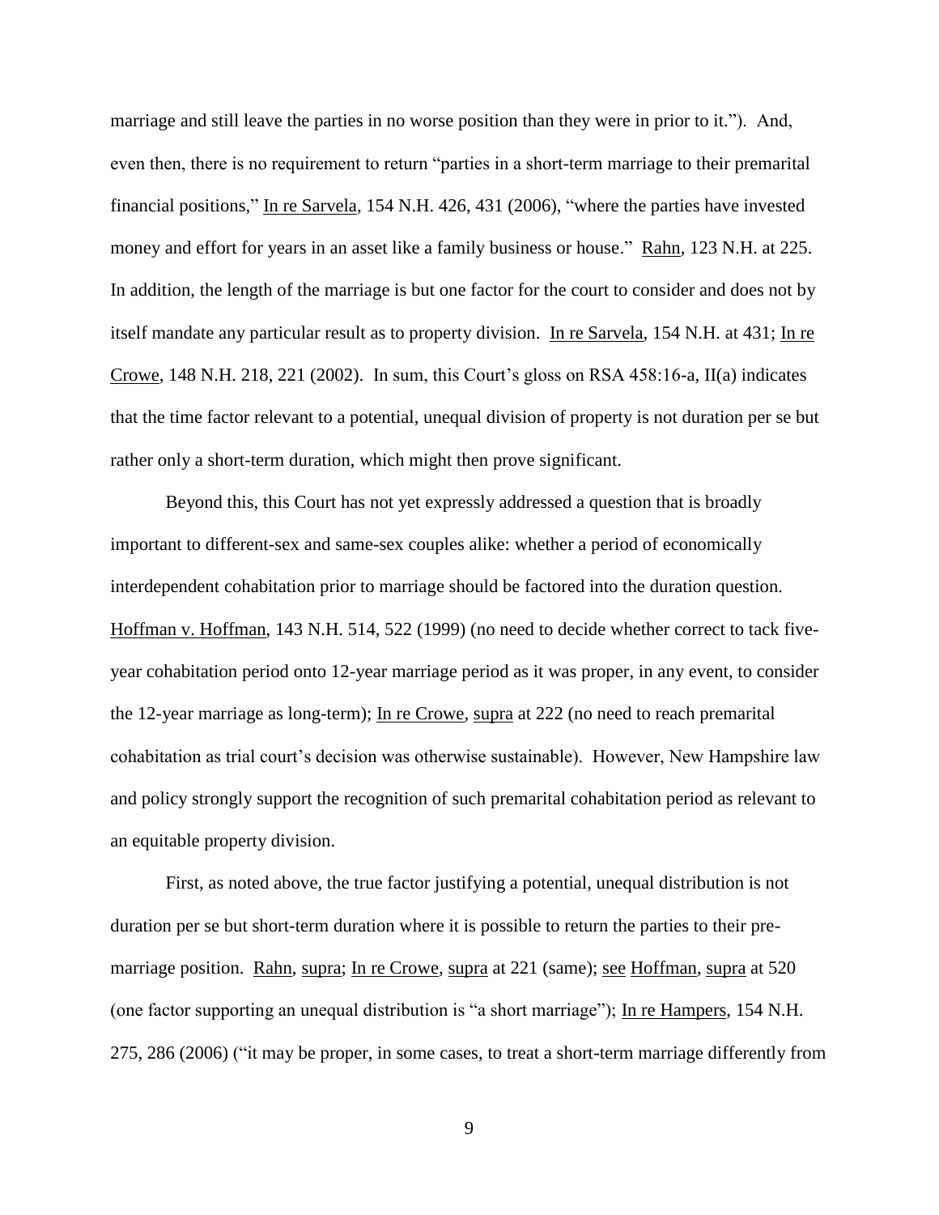marriage and still leave the parties in no worse position than they were in prior to it."). And, even then, there is no requirement to return "parties in a short-term marriage to their premarital financial positions," In re Sarvela, 154 N.H. 426, 431 (2006), "where the parties have invested money and effort for years in an asset like a family business or house." Rahn, 123 N.H. at 225. In addition, the length of the marriage is but one factor for the court to consider and does not by itself mandate any particular result as to property division. In re Sarvela, 154 N.H. at 431; In re Crowe, 148 N.H. 218, 221 (2002). In sum, this Court's gloss on RSA 458:16-a, II(a) indicates that the time factor relevant to a potential, unequal division of property is not duration per se but rather only a short-term duration, which might then prove significant.

Beyond this, this Court has not yet expressly addressed a question that is broadly important to different-sex and same-sex couples alike: whether a period of economically interdependent cohabitation prior to marriage should be factored into the duration question. Hoffman v. Hoffman, 143 N.H. 514, 522 (1999) (no need to decide whether correct to tack five-year cohabitation period onto 12-year marriage period as it was proper, in any event, to consider the 12-year marriage as long-term); In re Crowe, supra at 222 (no need to reach premarital cohabitation as trial court's decision was otherwise sustainable). However, New Hampshire law and policy strongly support the recognition of such premarital cohabitation period as relevant to an equitable property division.

First, as noted above, the true factor justifying a potential, unequal distribution is not duration per se but short-term duration where it is possible to return the parties to their pre-marriage position. Rahn, supra; In re Crowe, supra at 221 (same); see Hoffman, supra at 520 (one factor supporting an unequal distribution is "a short marriage"); In re Hampers, 154 N.H. 275, 286 (2006) ("it may be proper, in some cases, to treat a short-term marriage differently from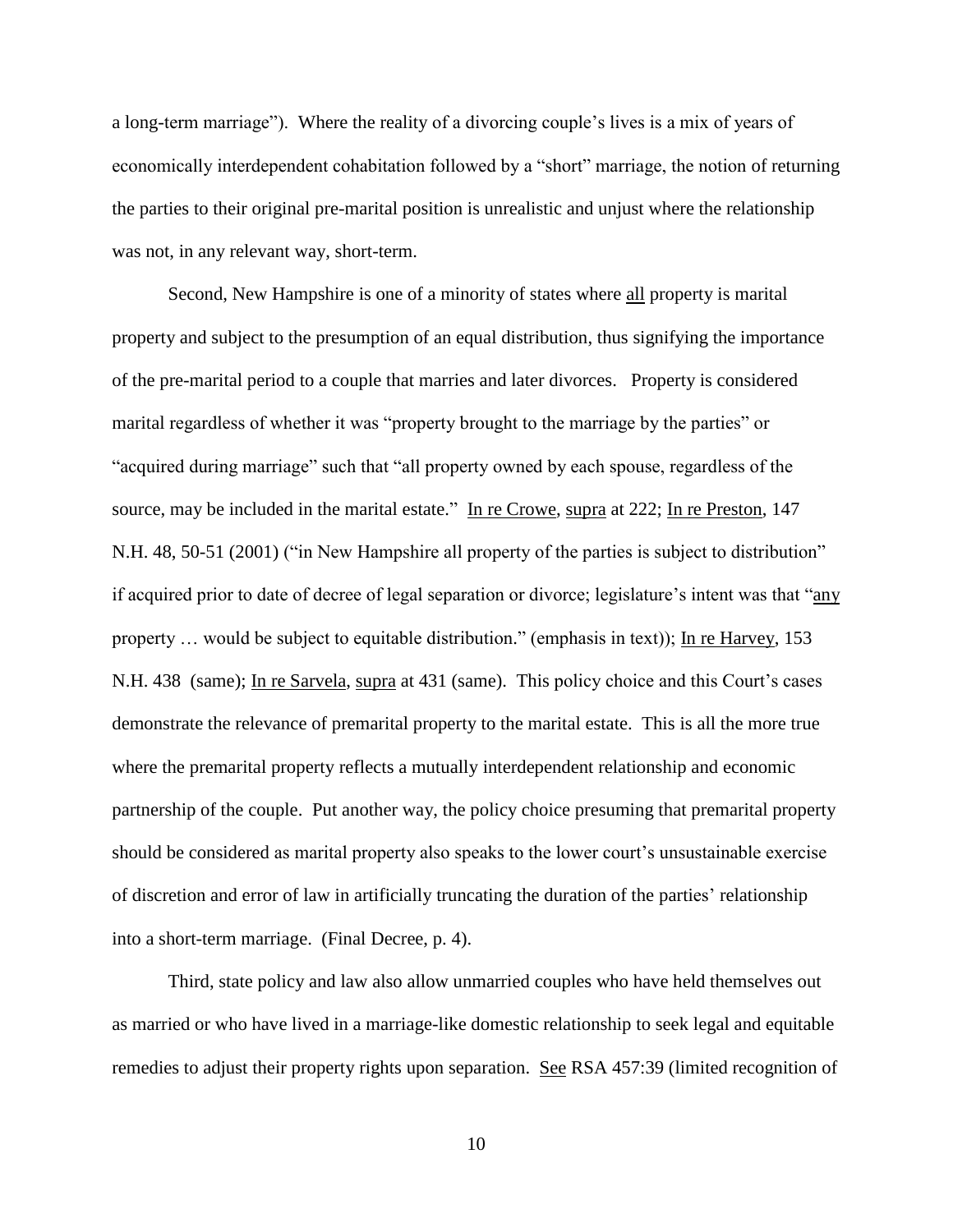a long-term marriage"). Where the reality of a divorcing couple's lives is a mix of years of economically interdependent cohabitation followed by a "short" marriage, the notion of returning the parties to their original pre-marital position is unrealistic and unjust where the relationship was not, in any relevant way, short-term.

Second, New Hampshire is one of a minority of states where all property is marital property and subject to the presumption of an equal distribution, thus signifying the importance of the pre-marital period to a couple that marries and later divorces. Property is considered marital regardless of whether it was "property brought to the marriage by the parties" or "acquired during marriage" such that "all property owned by each spouse, regardless of the source, may be included in the marital estate." In re Crowe, supra at 222; In re Preston, 147 N.H. 48, 50-51 (2001) ("in New Hampshire all property of the parties is subject to distribution" if acquired prior to date of decree of legal separation or divorce; legislature's intent was that "any property … would be subject to equitable distribution." (emphasis in text)); In re Harvey, 153 N.H. 438 (same); In re Sarvela, supra at 431 (same). This policy choice and this Court's cases demonstrate the relevance of premarital property to the marital estate. This is all the more true where the premarital property reflects a mutually interdependent relationship and economic partnership of the couple. Put another way, the policy choice presuming that premarital property should be considered as marital property also speaks to the lower court's unsustainable exercise of discretion and error of law in artificially truncating the duration of the parties' relationship into a short-term marriage. (Final Decree, p. 4).

Third, state policy and law also allow unmarried couples who have held themselves out as married or who have lived in a marriage-like domestic relationship to seek legal and equitable remedies to adjust their property rights upon separation. See RSA 457:39 (limited recognition of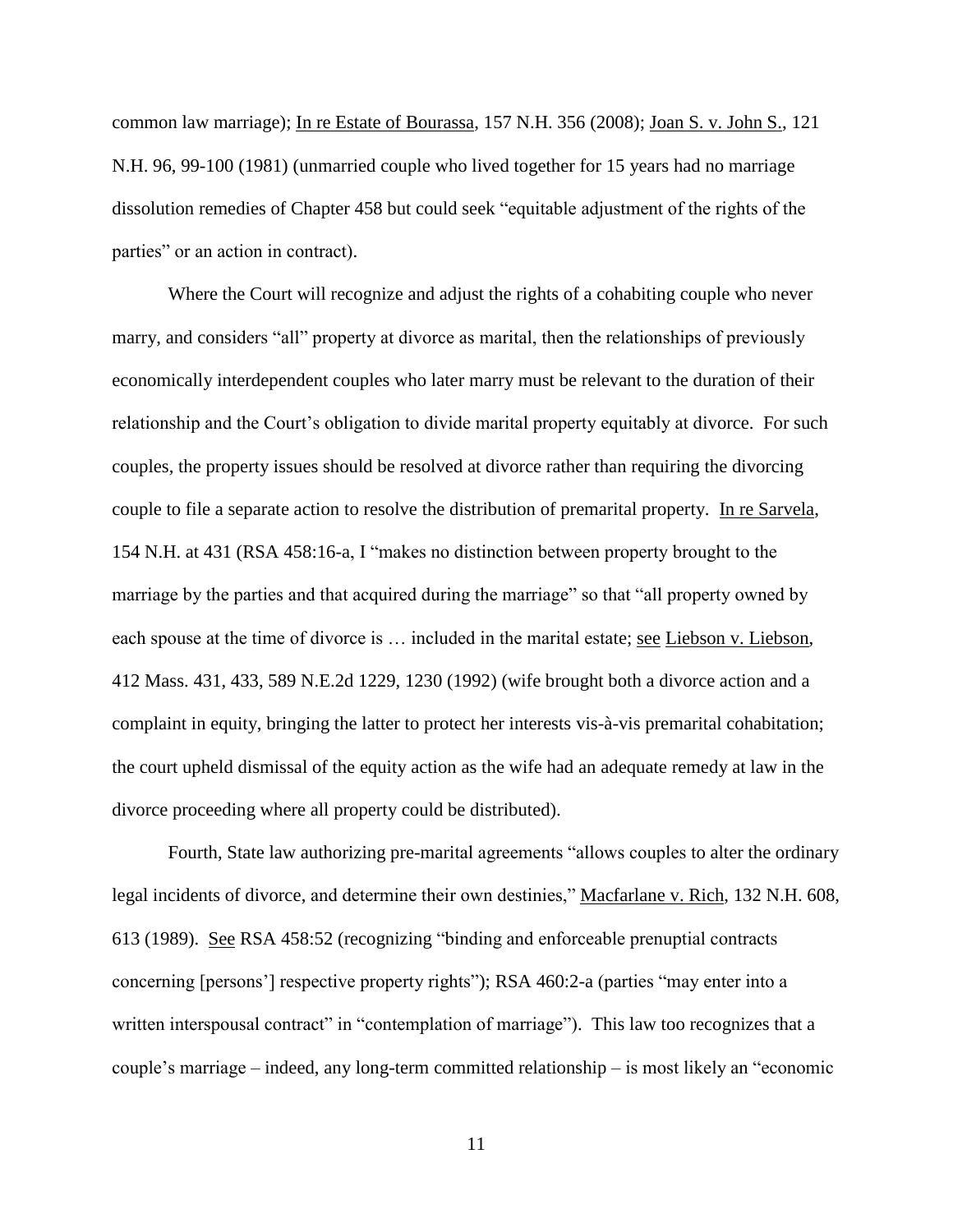common law marriage); In re Estate of Bourassa, 157 N.H. 356 (2008); Joan S. v. John S., 121 N.H. 96, 99-100 (1981) (unmarried couple who lived together for 15 years had no marriage dissolution remedies of Chapter 458 but could seek "equitable adjustment of the rights of the parties" or an action in contract).

Where the Court will recognize and adjust the rights of a cohabiting couple who never marry, and considers "all" property at divorce as marital, then the relationships of previously economically interdependent couples who later marry must be relevant to the duration of their relationship and the Court's obligation to divide marital property equitably at divorce. For such couples, the property issues should be resolved at divorce rather than requiring the divorcing couple to file a separate action to resolve the distribution of premarital property. In re Sarvela, 154 N.H. at 431 (RSA 458:16-a, I "makes no distinction between property brought to the marriage by the parties and that acquired during the marriage" so that "all property owned by each spouse at the time of divorce is … included in the marital estate; see Liebson v. Liebson, 412 Mass. 431, 433, 589 N.E.2d 1229, 1230 (1992) (wife brought both a divorce action and a complaint in equity, bringing the latter to protect her interests vis-à-vis premarital cohabitation; the court upheld dismissal of the equity action as the wife had an adequate remedy at law in the divorce proceeding where all property could be distributed).

Fourth, State law authorizing pre-marital agreements "allows couples to alter the ordinary legal incidents of divorce, and determine their own destinies," Macfarlane v. Rich, 132 N.H. 608, 613 (1989). See RSA 458:52 (recognizing "binding and enforceable prenuptial contracts concerning [persons'] respective property rights"); RSA 460:2-a (parties "may enter into a written interspousal contract" in "contemplation of marriage"). This law too recognizes that a couple's marriage – indeed, any long-term committed relationship – is most likely an "economic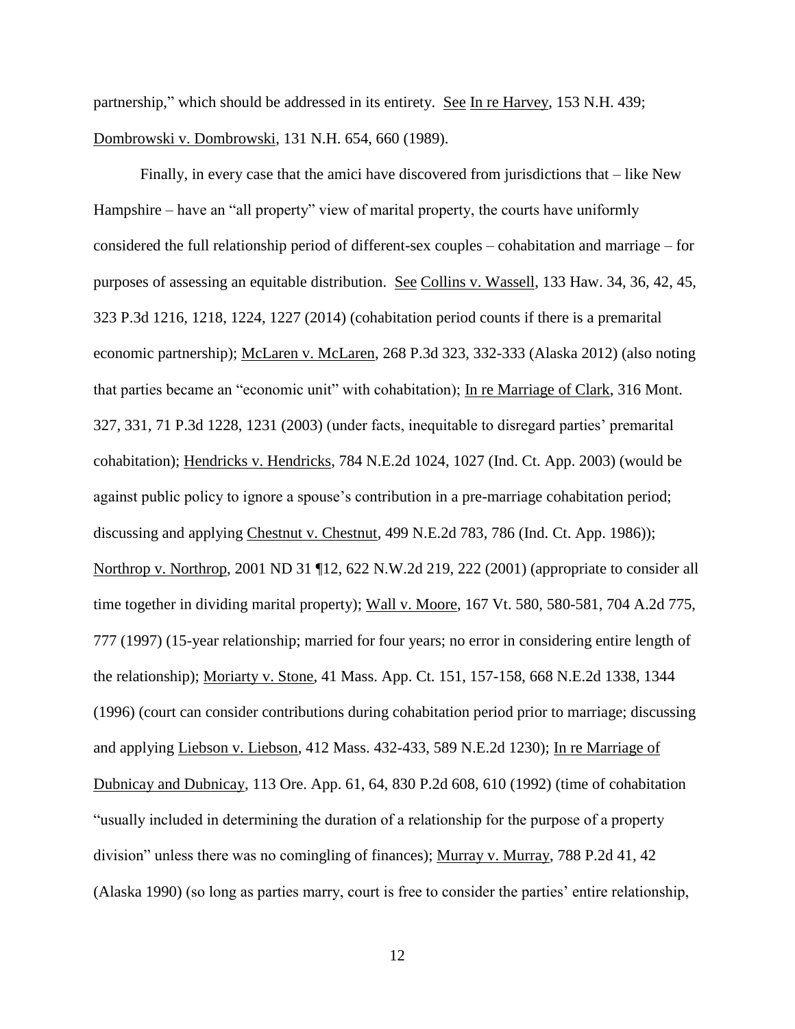partnership," which should be addressed in its entirety. See In re Harvey, 153 N.H. 439; Dombrowski v. Dombrowski, 131 N.H. 654, 660 (1989).

Finally, in every case that the amici have discovered from jurisdictions that – like New Hampshire – have an "all property" view of marital property, the courts have uniformly considered the full relationship period of different-sex couples – cohabitation and marriage – for purposes of assessing an equitable distribution. See Collins v. Wassell, 133 Haw. 34, 36, 42, 45, 323 P.3d 1216, 1218, 1224, 1227 (2014) (cohabitation period counts if there is a premarital economic partnership); McLaren v. McLaren, 268 P.3d 323, 332-333 (Alaska 2012) (also noting that parties became an "economic unit" with cohabitation); In re Marriage of Clark, 316 Mont. 327, 331, 71 P.3d 1228, 1231 (2003) (under facts, inequitable to disregard parties' premarital cohabitation); Hendricks v. Hendricks, 784 N.E.2d 1024, 1027 (Ind. Ct. App. 2003) (would be against public policy to ignore a spouse's contribution in a pre-marriage cohabitation period; discussing and applying Chestnut v. Chestnut, 499 N.E.2d 783, 786 (Ind. Ct. App. 1986)); Northrop v. Northrop, 2001 ND 31 ¶12, 622 N.W.2d 219, 222 (2001) (appropriate to consider all time together in dividing marital property); Wall v. Moore, 167 Vt. 580, 580-581, 704 A.2d 775, 777 (1997) (15-year relationship; married for four years; no error in considering entire length of the relationship); Moriarty v. Stone, 41 Mass. App. Ct. 151, 157-158, 668 N.E.2d 1338, 1344 (1996) (court can consider contributions during cohabitation period prior to marriage; discussing and applying Liebson v. Liebson, 412 Mass. 432-433, 589 N.E.2d 1230); In re Marriage of Dubnicay and Dubnicay, 113 Ore. App. 61, 64, 830 P.2d 608, 610 (1992) (time of cohabitation "usually included in determining the duration of a relationship for the purpose of a property division" unless there was no comingling of finances); Murray v. Murray, 788 P.2d 41, 42 (Alaska 1990) (so long as parties marry, court is free to consider the parties' entire relationship,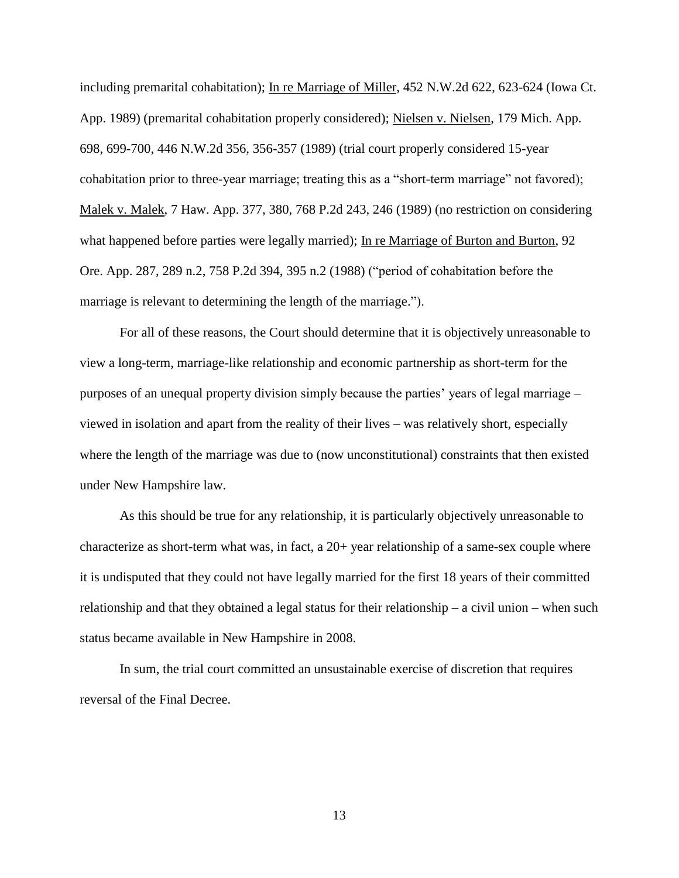including premarital cohabitation); In re Marriage of Miller, 452 N.W.2d 622, 623-624 (Iowa Ct. App. 1989) (premarital cohabitation properly considered); Nielsen v. Nielsen, 179 Mich. App. 698, 699-700, 446 N.W.2d 356, 356-357 (1989) (trial court properly considered 15-year cohabitation prior to three-year marriage; treating this as a "short-term marriage" not favored); Malek v. Malek, 7 Haw. App. 377, 380, 768 P.2d 243, 246 (1989) (no restriction on considering what happened before parties were legally married); In re Marriage of Burton and Burton, 92 Ore. App. 287, 289 n.2, 758 P.2d 394, 395 n.2 (1988) ("period of cohabitation before the marriage is relevant to determining the length of the marriage.").

For all of these reasons, the Court should determine that it is objectively unreasonable to view a long-term, marriage-like relationship and economic partnership as short-term for the purposes of an unequal property division simply because the parties' years of legal marriage – viewed in isolation and apart from the reality of their lives – was relatively short, especially where the length of the marriage was due to (now unconstitutional) constraints that then existed under New Hampshire law.

As this should be true for any relationship, it is particularly objectively unreasonable to characterize as short-term what was, in fact, a 20+ year relationship of a same-sex couple where it is undisputed that they could not have legally married for the first 18 years of their committed relationship and that they obtained a legal status for their relationship – a civil union – when such status became available in New Hampshire in 2008.

In sum, the trial court committed an unsustainable exercise of discretion that requires reversal of the Final Decree.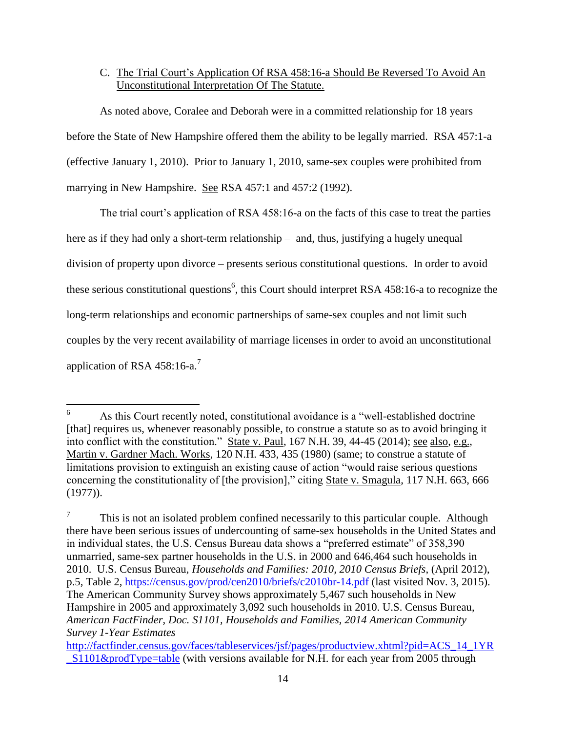C. <u>The Trial Court's Application Of RSA 458:16-a Should Be Reversed To Avoid An Unconstitutional Interpretation Of The Statute.</u>

As noted above, Coralee and Deborah were in a committed relationship for 18 years before the State of New Hampshire offered them the ability to be legally married. RSA 457:1-a (effective January 1, 2010). Prior to January 1, 2010, same-sex couples were prohibited from marrying in New Hampshire. <u>See</u> RSA 457:1 and 457:2 (1992).

The trial court's application of RSA 458:16-a on the facts of this case to treat the parties here as if they had only a short-term relationship – and, thus, justifying a hugely unequal division of property upon divorce – presents serious constitutional questions. In order to avoid these serious constitutional questions[6], this Court should interpret RSA 458:16-a to recognize the long-term relationships and economic partnerships of same-sex couples and not limit such couples by the very recent availability of marriage licenses in order to avoid an unconstitutional application of RSA 458:16-a.[7]

---

[6] As this Court recently noted, constitutional avoidance is a "well-established doctrine [that] requires us, whenever reasonably possible, to construe a statute so as to avoid bringing it into conflict with the constitution." <u>State v. Paul</u>, 167 N.H. 39, 44-45 (2014); <u>see</u> <u>also</u>, <u>e.g.</u>, <u>Martin v. Gardner Mach. Works</u>, 120 N.H. 433, 435 (1980) (same; to construe a statute of limitations provision to extinguish an existing cause of action "would raise serious questions concerning the constitutionality of [the provision]," citing <u>State v. Smagula</u>, 117 N.H. 663, 666 (1977)).

[7] This is not an isolated problem confined necessarily to this particular couple. Although there have been serious issues of undercounting of same-sex households in the United States and in individual states, the U.S. Census Bureau data shows a "preferred estimate" of 358,390 unmarried, same-sex partner households in the U.S. in 2000 and 646,464 such households in 2010. U.S. Census Bureau, *Households and Families: 2010, 2010 Census Briefs*, (April 2012), p.5, Table 2, https://census.gov/prod/cen2010/briefs/c2010br-14.pdf (last visited Nov. 3, 2015). The American Community Survey shows approximately 5,467 such households in New Hampshire in 2005 and approximately 3,092 such households in 2010. U.S. Census Bureau, *American FactFinder, Doc. S1101, Households and Families, 2014 American Community Survey 1-Year Estimates* http://factfinder.census.gov/faces/tableservices/jsf/pages/productview.xhtml?pid=ACS_14_1YR_S1101&prodType=table (with versions available for N.H. for each year from 2005 through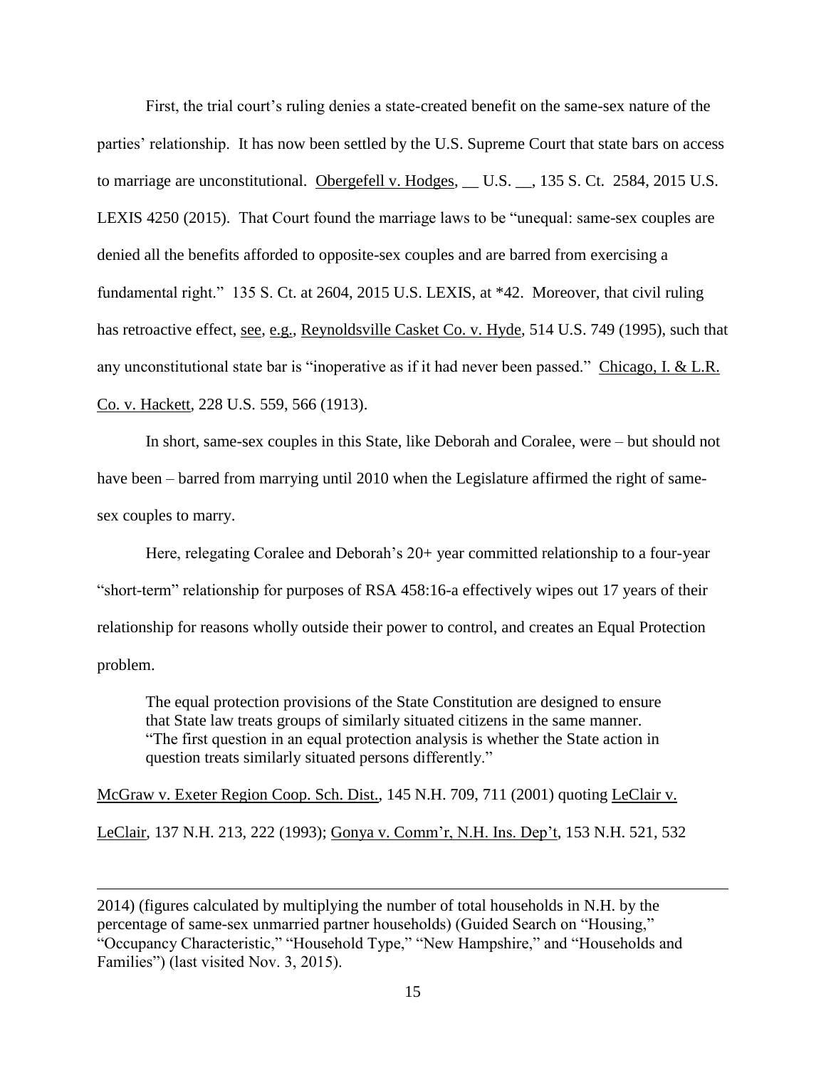First, the trial court's ruling denies a state-created benefit on the same-sex nature of the parties' relationship. It has now been settled by the U.S. Supreme Court that state bars on access to marriage are unconstitutional. Obergefell v. Hodges, __ U.S. __, 135 S. Ct. 2584, 2015 U.S. LEXIS 4250 (2015). That Court found the marriage laws to be "unequal: same-sex couples are denied all the benefits afforded to opposite-sex couples and are barred from exercising a fundamental right." 135 S. Ct. at 2604, 2015 U.S. LEXIS, at *42. Moreover, that civil ruling has retroactive effect, see, e.g., Reynoldsville Casket Co. v. Hyde, 514 U.S. 749 (1995), such that any unconstitutional state bar is "inoperative as if it had never been passed." Chicago, I. & L.R. Co. v. Hackett, 228 U.S. 559, 566 (1913).

In short, same-sex couples in this State, like Deborah and Coralee, were – but should not have been – barred from marrying until 2010 when the Legislature affirmed the right of same-sex couples to marry.

Here, relegating Coralee and Deborah's 20+ year committed relationship to a four-year "short-term" relationship for purposes of RSA 458:16-a effectively wipes out 17 years of their relationship for reasons wholly outside their power to control, and creates an Equal Protection problem.

> The equal protection provisions of the State Constitution are designed to ensure that State law treats groups of similarly situated citizens in the same manner. "The first question in an equal protection analysis is whether the State action in question treats similarly situated persons differently."

McGraw v. Exeter Region Coop. Sch. Dist., 145 N.H. 709, 711 (2001) quoting LeClair v. LeClair, 137 N.H. 213, 222 (1993); Gonya v. Comm'r, N.H. Ins. Dep't, 153 N.H. 521, 532

---

2014) (figures calculated by multiplying the number of total households in N.H. by the percentage of same-sex unmarried partner households) (Guided Search on "Housing," "Occupancy Characteristic," "Household Type," "New Hampshire," and "Households and Families") (last visited Nov. 3, 2015).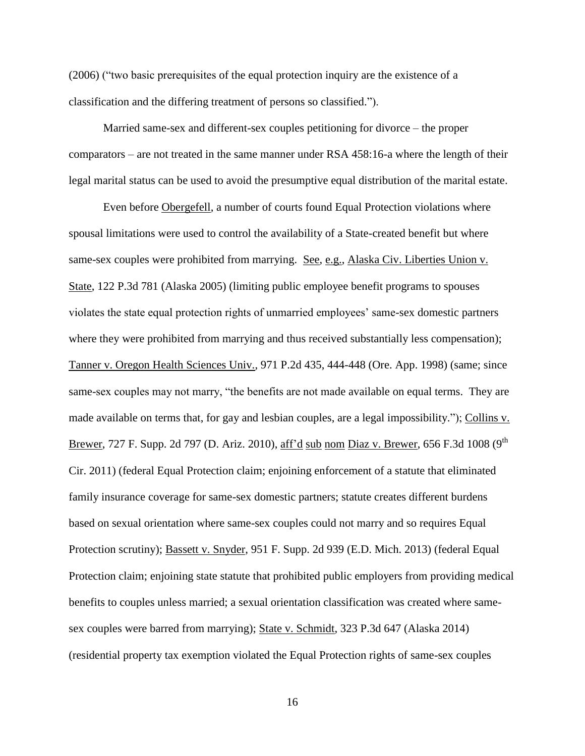(2006) ("two basic prerequisites of the equal protection inquiry are the existence of a classification and the differing treatment of persons so classified.").

Married same-sex and different-sex couples petitioning for divorce – the proper comparators – are not treated in the same manner under RSA 458:16-a where the length of their legal marital status can be used to avoid the presumptive equal distribution of the marital estate.

Even before Obergefell, a number of courts found Equal Protection violations where spousal limitations were used to control the availability of a State-created benefit but where same-sex couples were prohibited from marrying. See, e.g., Alaska Civ. Liberties Union v. State, 122 P.3d 781 (Alaska 2005) (limiting public employee benefit programs to spouses violates the state equal protection rights of unmarried employees' same-sex domestic partners where they were prohibited from marrying and thus received substantially less compensation); Tanner v. Oregon Health Sciences Univ., 971 P.2d 435, 444-448 (Ore. App. 1998) (same; since same-sex couples may not marry, "the benefits are not made available on equal terms. They are made available on terms that, for gay and lesbian couples, are a legal impossibility."); Collins v. Brewer, 727 F. Supp. 2d 797 (D. Ariz. 2010), aff'd sub nom Diaz v. Brewer, 656 F.3d 1008 (9th Cir. 2011) (federal Equal Protection claim; enjoining enforcement of a statute that eliminated family insurance coverage for same-sex domestic partners; statute creates different burdens based on sexual orientation where same-sex couples could not marry and so requires Equal Protection scrutiny); Bassett v. Snyder, 951 F. Supp. 2d 939 (E.D. Mich. 2013) (federal Equal Protection claim; enjoining state statute that prohibited public employers from providing medical benefits to couples unless married; a sexual orientation classification was created where same-sex couples were barred from marrying); State v. Schmidt, 323 P.3d 647 (Alaska 2014) (residential property tax exemption violated the Equal Protection rights of same-sex couples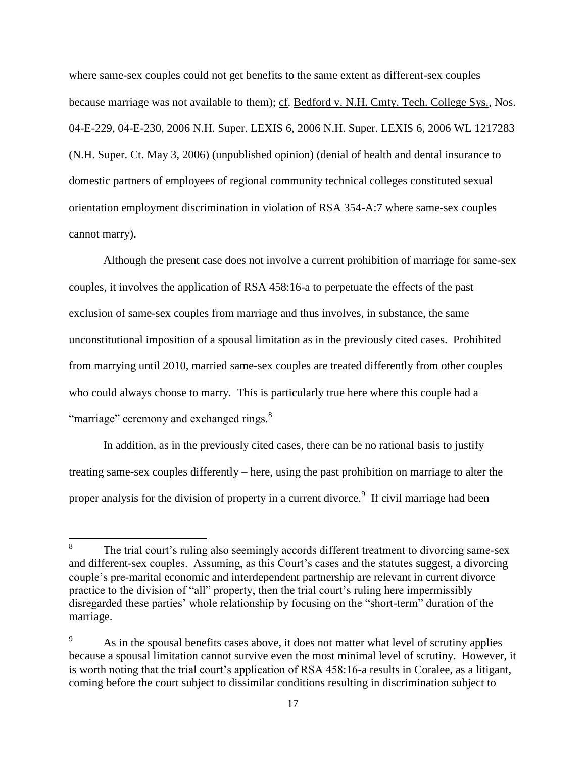where same-sex couples could not get benefits to the same extent as different-sex couples because marriage was not available to them); cf. Bedford v. N.H. Cmty. Tech. College Sys., Nos. 04-E-229, 04-E-230, 2006 N.H. Super. LEXIS 6, 2006 N.H. Super. LEXIS 6, 2006 WL 1217283 (N.H. Super. Ct. May 3, 2006) (unpublished opinion) (denial of health and dental insurance to domestic partners of employees of regional community technical colleges constituted sexual orientation employment discrimination in violation of RSA 354-A:7 where same-sex couples cannot marry).

Although the present case does not involve a current prohibition of marriage for same-sex couples, it involves the application of RSA 458:16-a to perpetuate the effects of the past exclusion of same-sex couples from marriage and thus involves, in substance, the same unconstitutional imposition of a spousal limitation as in the previously cited cases. Prohibited from marrying until 2010, married same-sex couples are treated differently from other couples who could always choose to marry. This is particularly true here where this couple had a "marriage" ceremony and exchanged rings.[8]

In addition, as in the previously cited cases, there can be no rational basis to justify treating same-sex couples differently – here, using the past prohibition on marriage to alter the proper analysis for the division of property in a current divorce.[9] If civil marriage had been

---

[8] The trial court's ruling also seemingly accords different treatment to divorcing same-sex and different-sex couples. Assuming, as this Court's cases and the statutes suggest, a divorcing couple's pre-marital economic and interdependent partnership are relevant in current divorce practice to the division of "all" property, then the trial court's ruling here impermissibly disregarded these parties' whole relationship by focusing on the "short-term" duration of the marriage.

[9] As in the spousal benefits cases above, it does not matter what level of scrutiny applies because a spousal limitation cannot survive even the most minimal level of scrutiny. However, it is worth noting that the trial court's application of RSA 458:16-a results in Coralee, as a litigant, coming before the court subject to dissimilar conditions resulting in discrimination subject to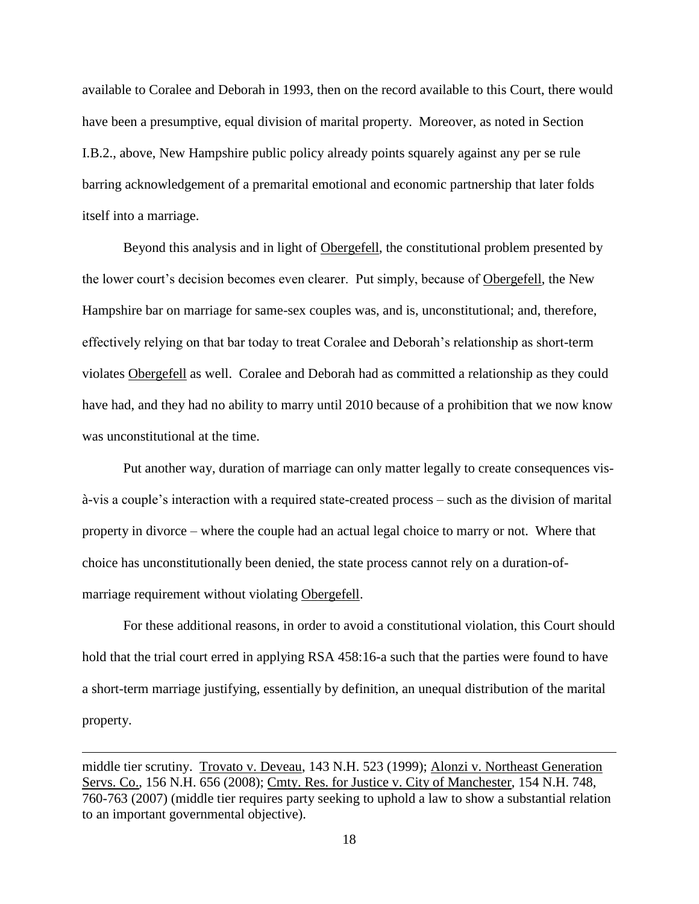available to Coralee and Deborah in 1993, then on the record available to this Court, there would have been a presumptive, equal division of marital property. Moreover, as noted in Section I.B.2., above, New Hampshire public policy already points squarely against any per se rule barring acknowledgement of a premarital emotional and economic partnership that later folds itself into a marriage.

Beyond this analysis and in light of Obergefell, the constitutional problem presented by the lower court's decision becomes even clearer. Put simply, because of Obergefell, the New Hampshire bar on marriage for same-sex couples was, and is, unconstitutional; and, therefore, effectively relying on that bar today to treat Coralee and Deborah's relationship as short-term violates Obergefell as well. Coralee and Deborah had as committed a relationship as they could have had, and they had no ability to marry until 2010 because of a prohibition that we now know was unconstitutional at the time.

Put another way, duration of marriage can only matter legally to create consequences vis-à-vis a couple's interaction with a required state-created process – such as the division of marital property in divorce – where the couple had an actual legal choice to marry or not. Where that choice has unconstitutionally been denied, the state process cannot rely on a duration-of-marriage requirement without violating Obergefell.

For these additional reasons, in order to avoid a constitutional violation, this Court should hold that the trial court erred in applying RSA 458:16-a such that the parties were found to have a short-term marriage justifying, essentially by definition, an unequal distribution of the marital property.

---

middle tier scrutiny. Trovato v. Deveau, 143 N.H. 523 (1999); Alonzi v. Northeast Generation Servs. Co., 156 N.H. 656 (2008); Cmty. Res. for Justice v. City of Manchester, 154 N.H. 748, 760-763 (2007) (middle tier requires party seeking to uphold a law to show a substantial relation to an important governmental objective).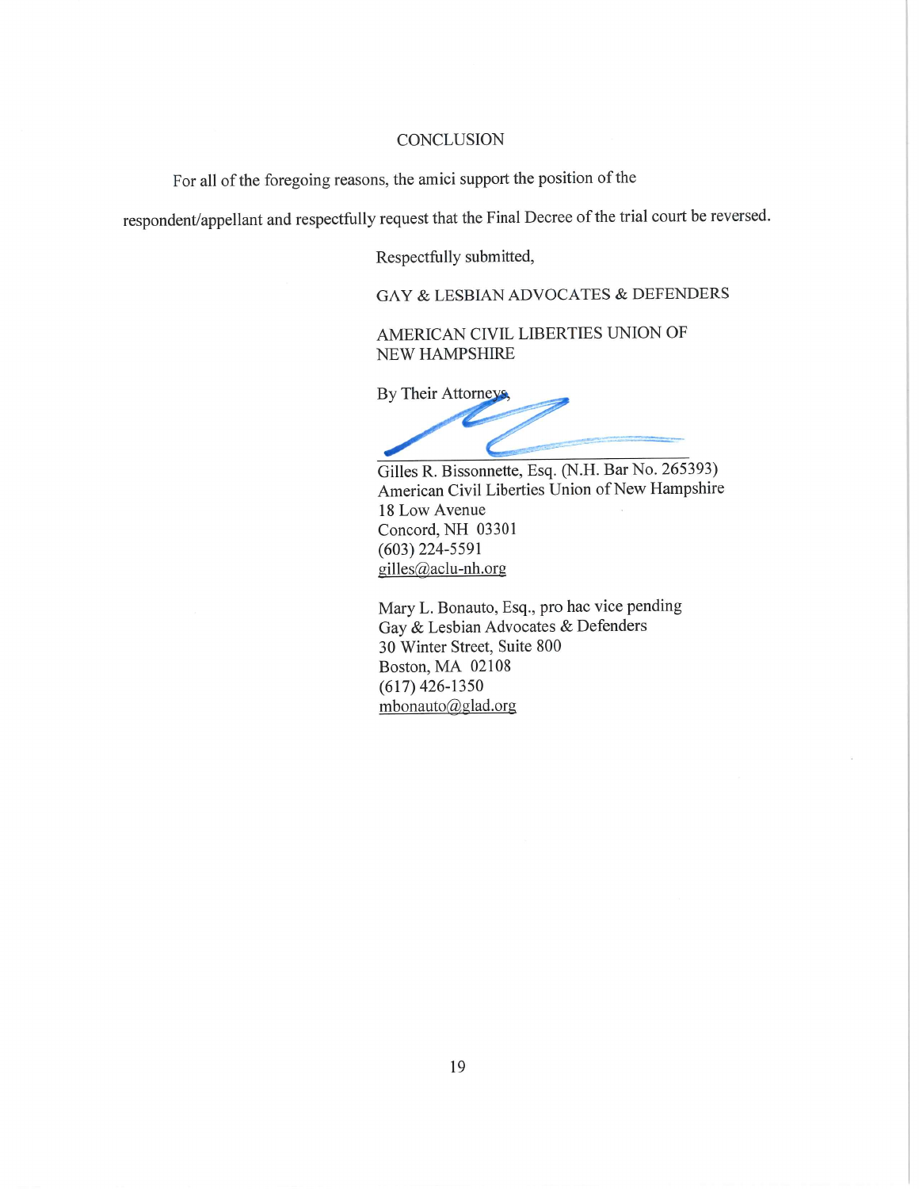## CONCLUSION

For all of the foregoing reasons, the amici support the position of the respondent/appellant and respectfully request that the Final Decree of the trial court be reversed.

Respectfully submitted,

GAY & LESBIAN ADVOCATES & DEFENDERS

AMERICAN CIVIL LIBERTIES UNION OF NEW HAMPSHIRE

By Their Attorneys,

Gilles R. Bissonnette, Esq. (N.H. Bar No. 265393)
American Civil Liberties Union of New Hampshire
18 Low Avenue
Concord, NH 03301
(603) 224-5591
gilles@aclu-nh.org

Mary L. Bonauto, Esq., pro hac vice pending
Gay & Lesbian Advocates & Defenders
30 Winter Street, Suite 800
Boston, MA 02108
(617) 426-1350
mbonauto@glad.org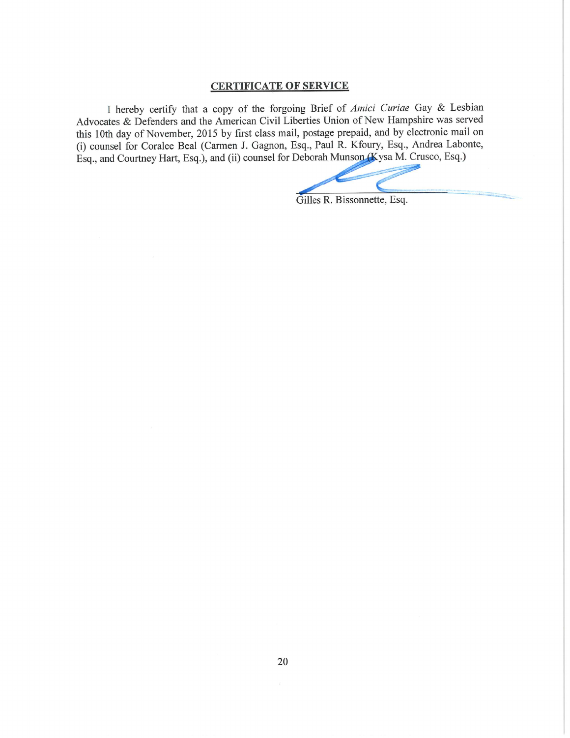## CERTIFICATE OF SERVICE

I hereby certify that a copy of the forgoing Brief of *Amici Curiae* Gay & Lesbian Advocates & Defenders and the American Civil Liberties Union of New Hampshire was served this 10th day of November, 2015 by first class mail, postage prepaid, and by electronic mail on (i) counsel for Coralee Beal (Carmen J. Gagnon, Esq., Paul R. Kfoury, Esq., Andrea Labonte, Esq., and Courtney Hart, Esq.), and (ii) counsel for Deborah Munson (Kysa M. Crusco, Esq.)

Gilles R. Bissonnette, Esq.